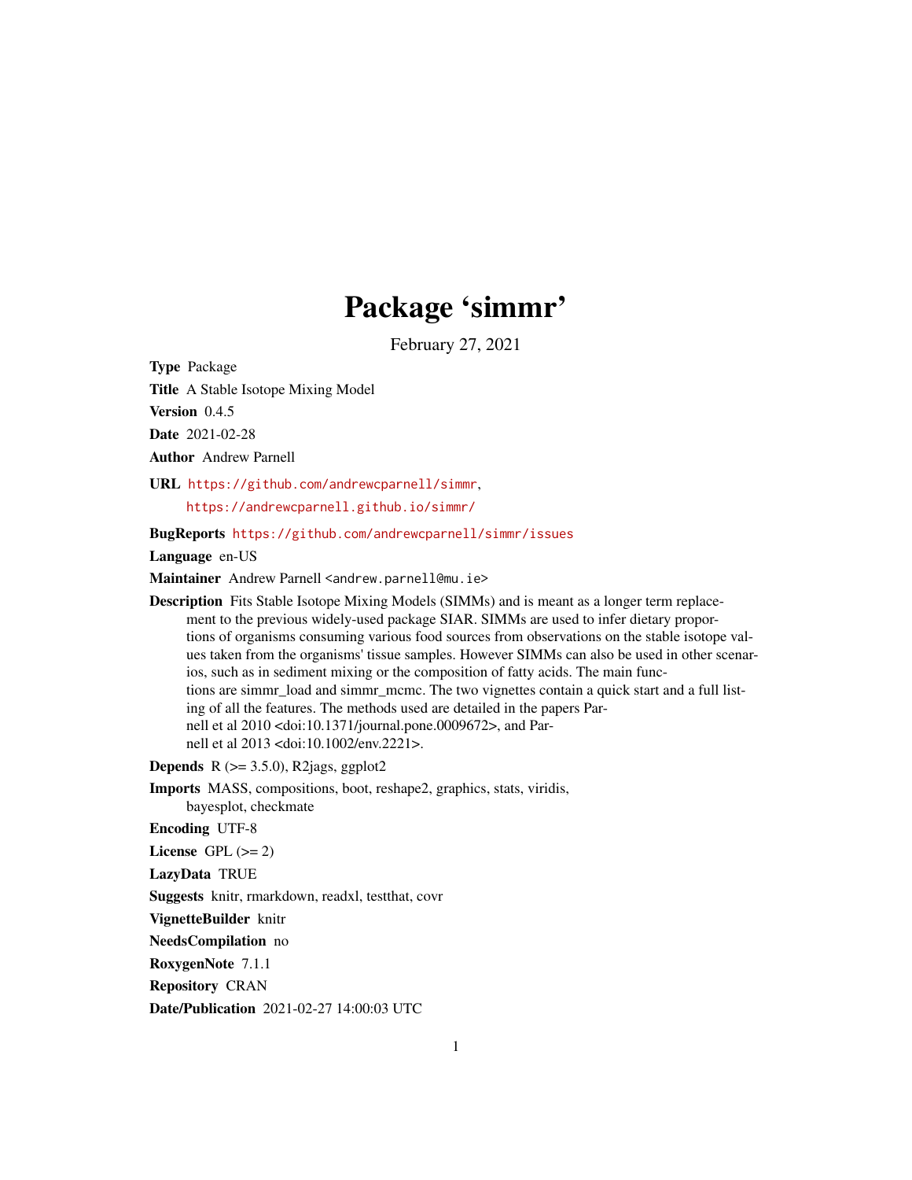# Package 'simmr'

February 27, 2021

**Type** Package

**Title** A Stable Isotope Mixing Model

**Version** 0.4.5

**Date** 2021-02-28

**Author** Andrew Parnell

**URL** https://github.com/andrewcparnell/simmr,
https://andrewcparnell.github.io/simmr/

**BugReports** https://github.com/andrewcparnell/simmr/issues

**Language** en-US

**Maintainer** Andrew Parnell <andrew.parnell@mu.ie>

**Description** Fits Stable Isotope Mixing Models (SIMMs) and is meant as a longer term replacement to the previous widely-used package SIAR. SIMMs are used to infer dietary proportions of organisms consuming various food sources from observations on the stable isotope values taken from the organisms' tissue samples. However SIMMs can also be used in other scenarios, such as in sediment mixing or the composition of fatty acids. The main functions are simmr_load and simmr_mcmc. The two vignettes contain a quick start and a full listing of all the features. The methods used are detailed in the papers Parnell et al 2010 <doi:10.1371/journal.pone.0009672>, and Parnell et al 2013 <doi:10.1002/env.2221>.

**Depends** R (>= 3.5.0), R2jags, ggplot2

**Imports** MASS, compositions, boot, reshape2, graphics, stats, viridis, bayesplot, checkmate

**Encoding** UTF-8

**License** GPL (>= 2)

**LazyData** TRUE

**Suggests** knitr, rmarkdown, readxl, testthat, covr

**VignetteBuilder** knitr

**NeedsCompilation** no

**RoxygenNote** 7.1.1

**Repository** CRAN

**Date/Publication** 2021-02-27 14:00:03 UTC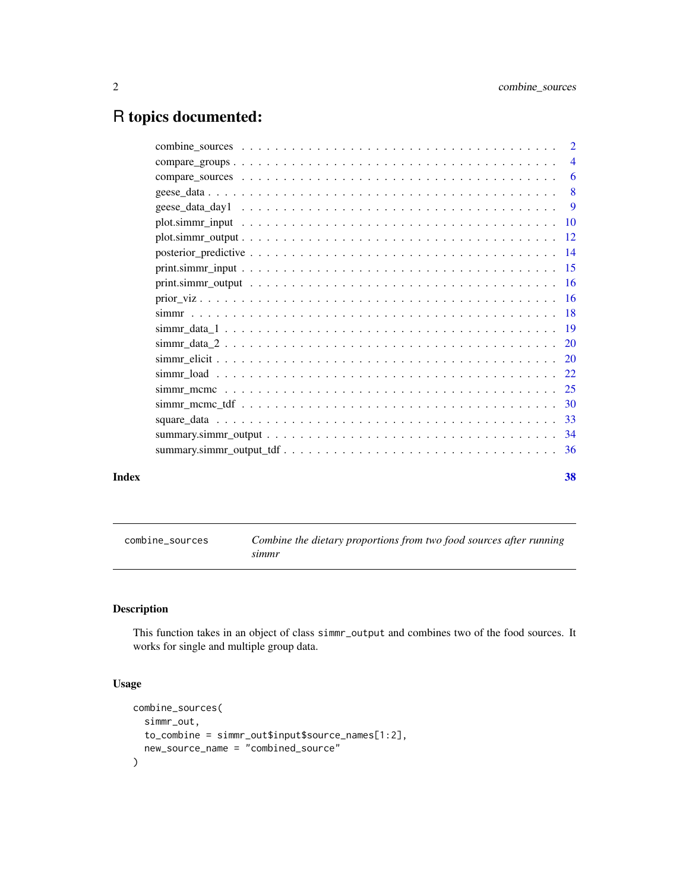# R topics documented:

| | |
|---|---|
| combine_sources | 2 |
| compare_groups | 4 |
| compare_sources | 6 |
| geese_data | 8 |
| geese_data_day1 | 9 |
| plot.simmr_input | 10 |
| plot.simmr_output | 12 |
| posterior_predictive | 14 |
| print.simmr_input | 15 |
| print.simmr_output | 16 |
| prior_viz | 16 |
| simmr | 18 |
| simmr_data_1 | 19 |
| simmr_data_2 | 20 |
| simmr_elicit | 20 |
| simmr_load | 22 |
| simmr_mcmc | 25 |
| simmr_mcmc_tdf | 30 |
| square_data | 33 |
| summary.simmr_output | 34 |
| summary.simmr_output_tdf | 36 |

**Index** **38**

---

`combine_sources` *Combine the dietary proportions from two food sources after running simmr*

---

## Description

This function takes in an object of class `simmr_output` and combines two of the food sources. It works for single and multiple group data.

## Usage

```
combine_sources(
  simmr_out,
  to_combine = simmr_out$input$source_names[1:2],
  new_source_name = "combined_source"
)
```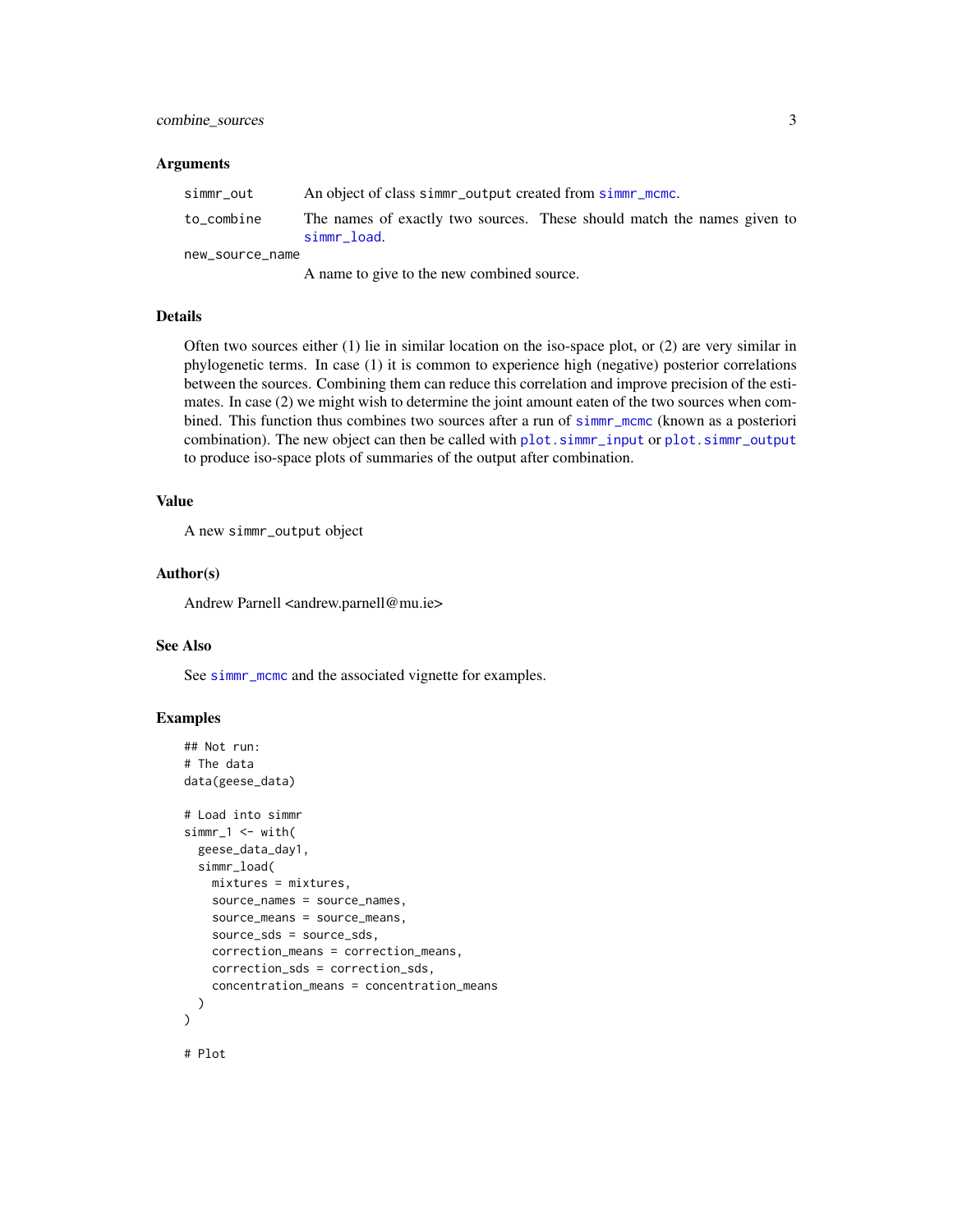### Arguments

| | |
|---|---|
| simmr_out | An object of class simmr_output created from simmr_mcmc. |
| to_combine | The names of exactly two sources. These should match the names given to simmr_load. |
| new_source_name | A name to give to the new combined source. |

### Details

Often two sources either (1) lie in similar location on the iso-space plot, or (2) are very similar in phylogenetic terms. In case (1) it is common to experience high (negative) posterior correlations between the sources. Combining them can reduce this correlation and improve precision of the estimates. In case (2) we might wish to determine the joint amount eaten of the two sources when combined. This function thus combines two sources after a run of simmr_mcmc (known as a posteriori combination). The new object can then be called with plot.simmr_input or plot.simmr_output to produce iso-space plots of summaries of the output after combination.

### Value

A new simmr_output object

### Author(s)

Andrew Parnell <andrew.parnell@mu.ie>

### See Also

See simmr_mcmc and the associated vignette for examples.

### Examples

```
## Not run:
# The data
data(geese_data)

# Load into simmr
simmr_1 <- with(
  geese_data_day1,
  simmr_load(
    mixtures = mixtures,
    source_names = source_names,
    source_means = source_means,
    source_sds = source_sds,
    correction_means = correction_means,
    correction_sds = correction_sds,
    concentration_means = concentration_means
  )
)

# Plot
```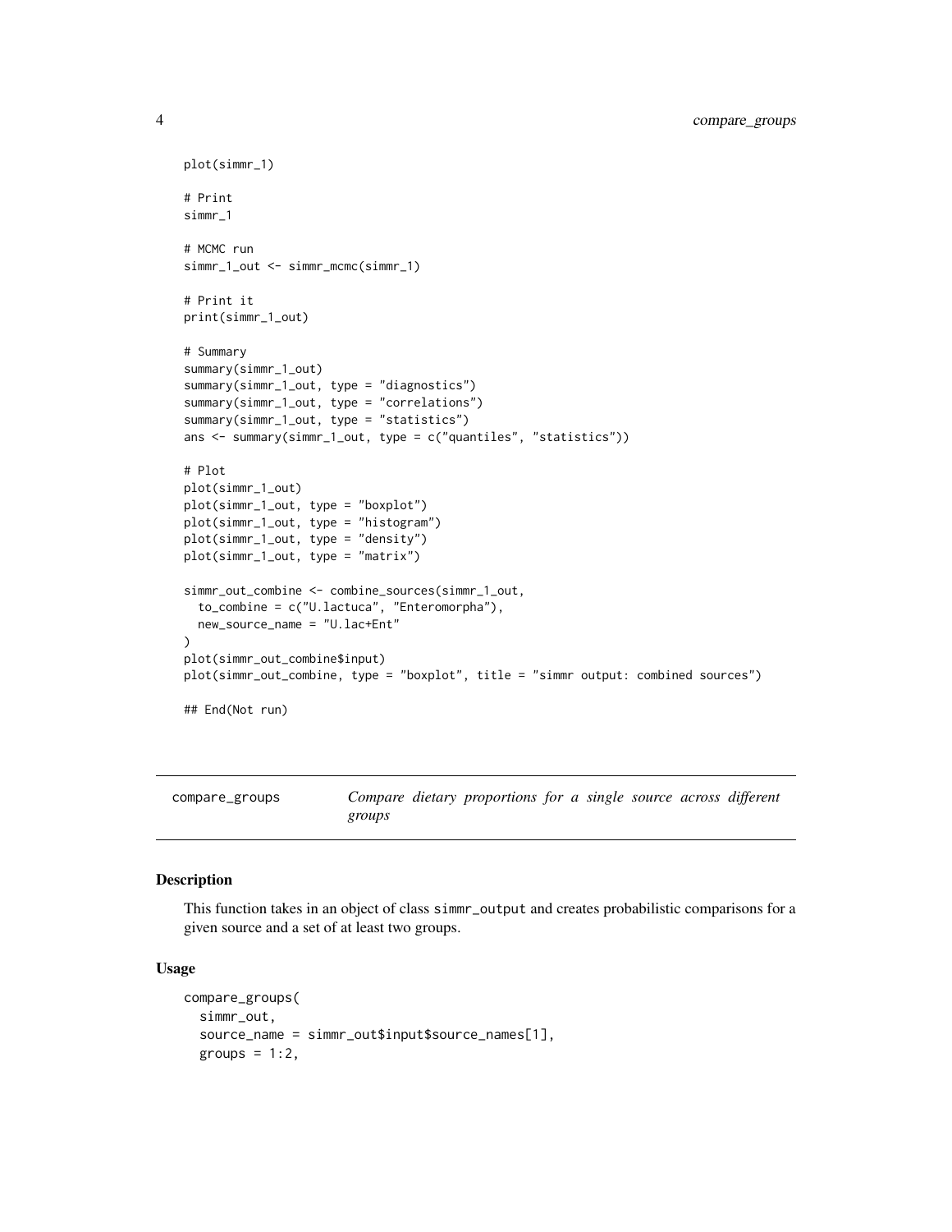```
plot(simmr_1)

# Print
simmr_1

# MCMC run
simmr_1_out <- simmr_mcmc(simmr_1)

# Print it
print(simmr_1_out)

# Summary
summary(simmr_1_out)
summary(simmr_1_out, type = "diagnostics")
summary(simmr_1_out, type = "correlations")
summary(simmr_1_out, type = "statistics")
ans <- summary(simmr_1_out, type = c("quantiles", "statistics"))

# Plot
plot(simmr_1_out)
plot(simmr_1_out, type = "boxplot")
plot(simmr_1_out, type = "histogram")
plot(simmr_1_out, type = "density")
plot(simmr_1_out, type = "matrix")

simmr_out_combine <- combine_sources(simmr_1_out,
  to_combine = c("U.lactuca", "Enteromorpha"),
  new_source_name = "U.lac+Ent"
)
plot(simmr_out_combine$input)
plot(simmr_out_combine, type = "boxplot", title = "simmr output: combined sources")

## End(Not run)
```

## compare_groups — *Compare dietary proportions for a single source across different groups*

### Description

This function takes in an object of class simmr_output and creates probabilistic comparisons for a given source and a set of at least two groups.

### Usage

```
compare_groups(
  simmr_out,
  source_name = simmr_out$input$source_names[1],
  groups = 1:2,
```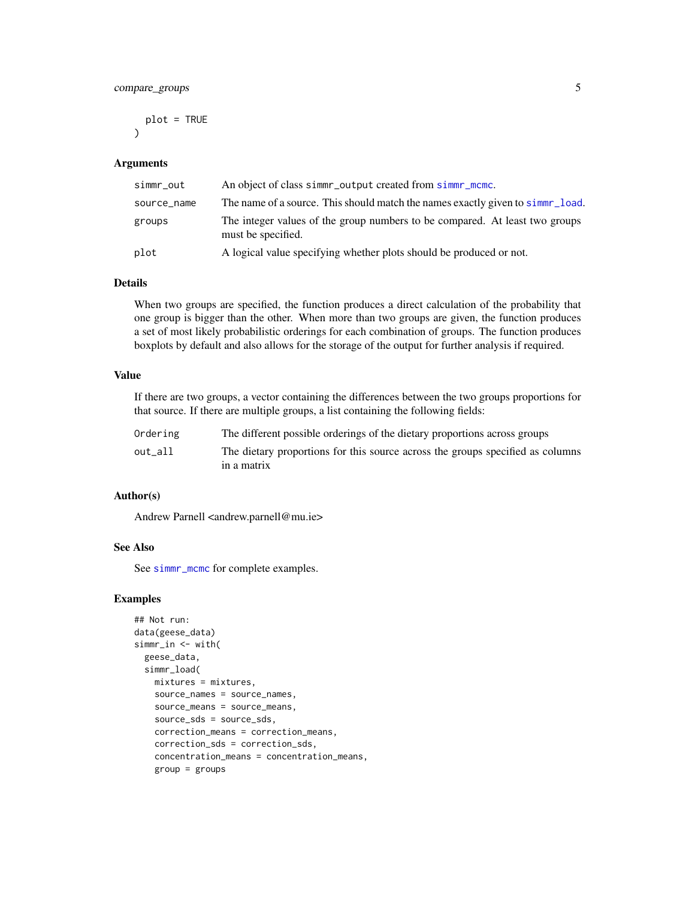```
  plot = TRUE
)
```

### Arguments

| | |
|---|---|
| `simmr_out` | An object of class `simmr_output` created from `simmr_mcmc`. |
| `source_name` | The name of a source. This should match the names exactly given to `simmr_load`. |
| `groups` | The integer values of the group numbers to be compared. At least two groups must be specified. |
| `plot` | A logical value specifying whether plots should be produced or not. |

### Details

When two groups are specified, the function produces a direct calculation of the probability that one group is bigger than the other. When more than two groups are given, the function produces a set of most likely probabilistic orderings for each combination of groups. The function produces boxplots by default and also allows for the storage of the output for further analysis if required.

### Value

If there are two groups, a vector containing the differences between the two groups proportions for that source. If there are multiple groups, a list containing the following fields:

| | |
|---|---|
| `Ordering` | The different possible orderings of the dietary proportions across groups |
| `out_all` | The dietary proportions for this source across the groups specified as columns in a matrix |

### Author(s)

Andrew Parnell <andrew.parnell@mu.ie>

### See Also

See `simmr_mcmc` for complete examples.

### Examples

```
## Not run:
data(geese_data)
simmr_in <- with(
  geese_data,
  simmr_load(
    mixtures = mixtures,
    source_names = source_names,
    source_means = source_means,
    source_sds = source_sds,
    correction_means = correction_means,
    correction_sds = correction_sds,
    concentration_means = concentration_means,
    group = groups
```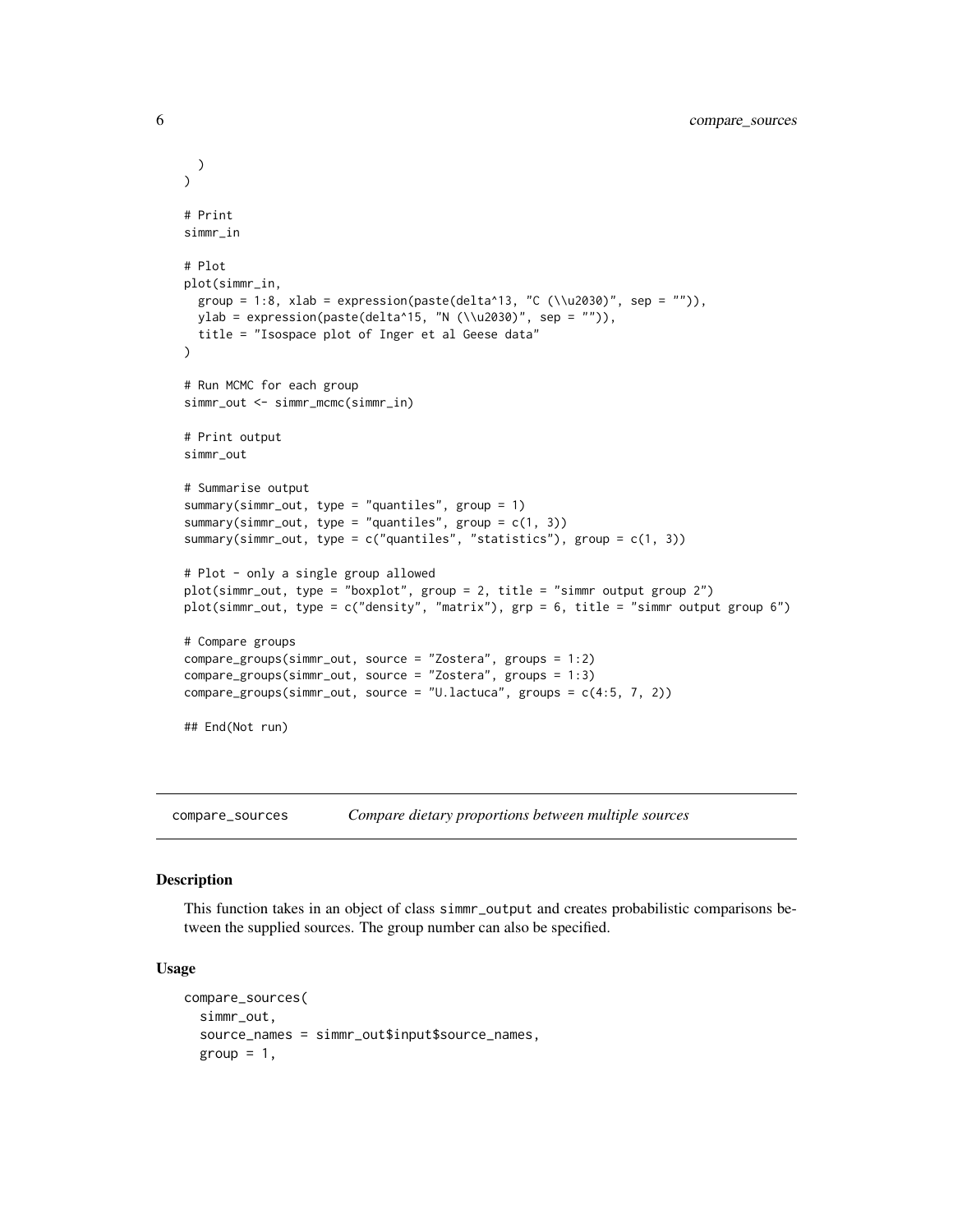```
  )
)

# Print
simmr_in

# Plot
plot(simmr_in,
  group = 1:8, xlab = expression(paste(delta^13, "C (\\u2030)", sep = "")),
  ylab = expression(paste(delta^15, "N (\\u2030)", sep = "")),
  title = "Isospace plot of Inger et al Geese data"
)

# Run MCMC for each group
simmr_out <- simmr_mcmc(simmr_in)

# Print output
simmr_out

# Summarise output
summary(simmr_out, type = "quantiles", group = 1)
summary(simmr_out, type = "quantiles", group = c(1, 3))
summary(simmr_out, type = c("quantiles", "statistics"), group = c(1, 3))

# Plot - only a single group allowed
plot(simmr_out, type = "boxplot", group = 2, title = "simmr output group 2")
plot(simmr_out, type = c("density", "matrix"), grp = 6, title = "simmr output group 6")

# Compare groups
compare_groups(simmr_out, source = "Zostera", groups = 1:2)
compare_groups(simmr_out, source = "Zostera", groups = 1:3)
compare_groups(simmr_out, source = "U.lactuca", groups = c(4:5, 7, 2))

## End(Not run)
```

## compare_sources — *Compare dietary proportions between multiple sources*

### Description

This function takes in an object of class simmr_output and creates probabilistic comparisons between the supplied sources. The group number can also be specified.

### Usage

```
compare_sources(
  simmr_out,
  source_names = simmr_out$input$source_names,
  group = 1,
```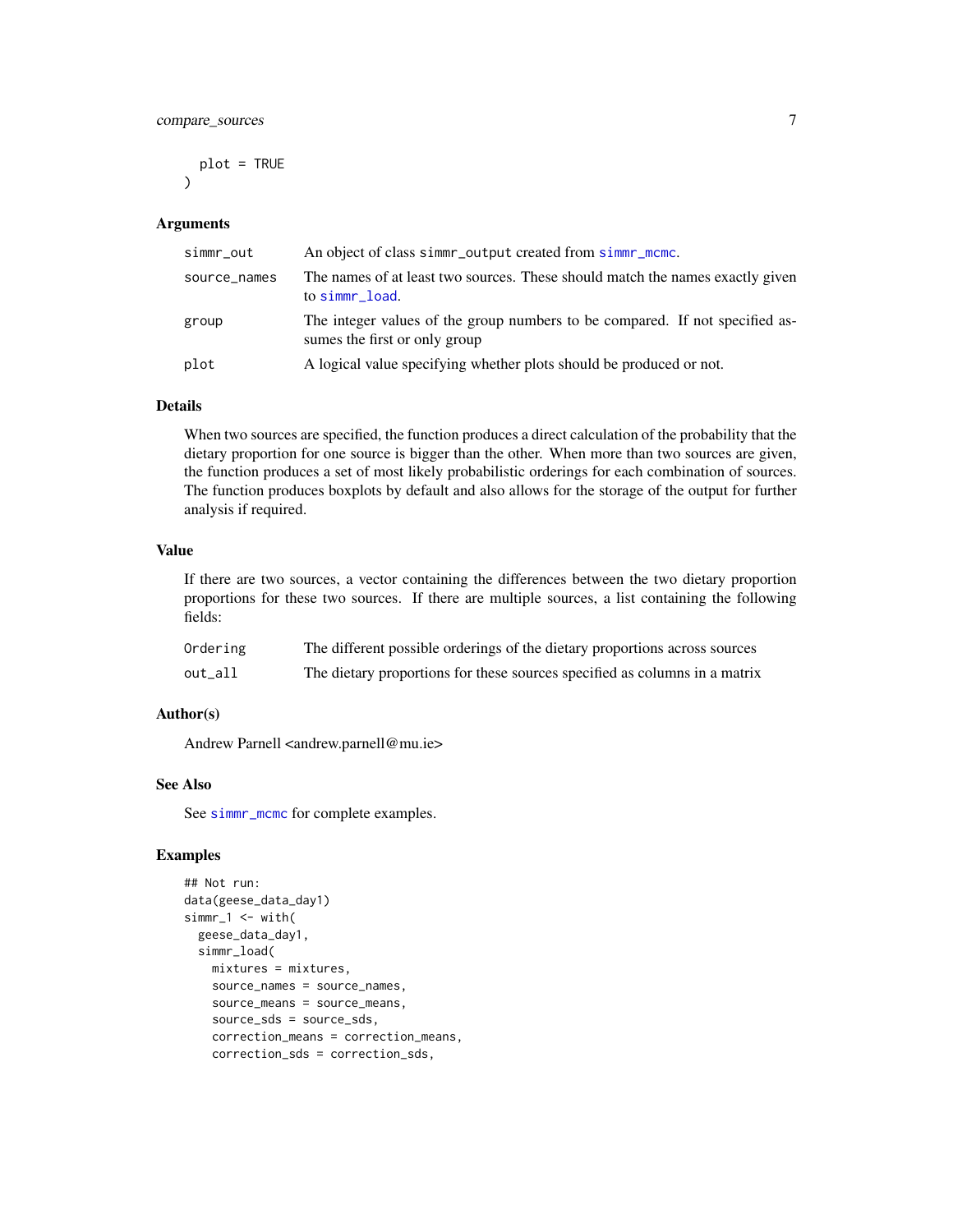```
  plot = TRUE
)
```

## Arguments

| | |
|---|---|
| simmr_out | An object of class simmr_output created from simmr_mcmc. |
| source_names | The names of at least two sources. These should match the names exactly given to simmr_load. |
| group | The integer values of the group numbers to be compared. If not specified assumes the first or only group |
| plot | A logical value specifying whether plots should be produced or not. |

## Details

When two sources are specified, the function produces a direct calculation of the probability that the dietary proportion for one source is bigger than the other. When more than two sources are given, the function produces a set of most likely probabilistic orderings for each combination of sources. The function produces boxplots by default and also allows for the storage of the output for further analysis if required.

## Value

If there are two sources, a vector containing the differences between the two dietary proportion proportions for these two sources. If there are multiple sources, a list containing the following fields:

| | |
|---|---|
| Ordering | The different possible orderings of the dietary proportions across sources |
| out_all | The dietary proportions for these sources specified as columns in a matrix |

## Author(s)

Andrew Parnell <andrew.parnell@mu.ie>

## See Also

See simmr_mcmc for complete examples.

## Examples

```
## Not run:
data(geese_data_day1)
simmr_1 <- with(
  geese_data_day1,
  simmr_load(
    mixtures = mixtures,
    source_names = source_names,
    source_means = source_means,
    source_sds = source_sds,
    correction_means = correction_means,
    correction_sds = correction_sds,
```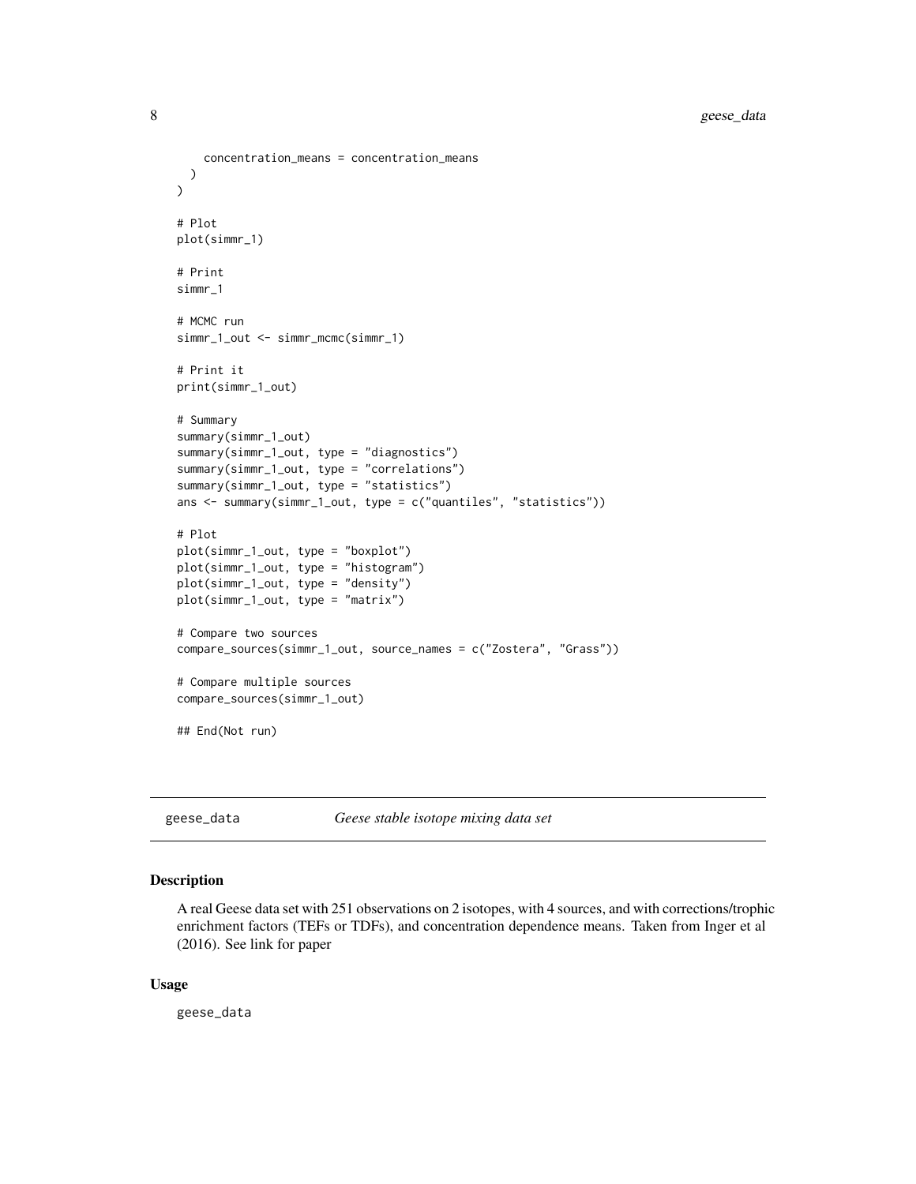```
    concentration_means = concentration_means
  )
)

# Plot
plot(simmr_1)

# Print
simmr_1

# MCMC run
simmr_1_out <- simmr_mcmc(simmr_1)

# Print it
print(simmr_1_out)

# Summary
summary(simmr_1_out)
summary(simmr_1_out, type = "diagnostics")
summary(simmr_1_out, type = "correlations")
summary(simmr_1_out, type = "statistics")
ans <- summary(simmr_1_out, type = c("quantiles", "statistics"))

# Plot
plot(simmr_1_out, type = "boxplot")
plot(simmr_1_out, type = "histogram")
plot(simmr_1_out, type = "density")
plot(simmr_1_out, type = "matrix")

# Compare two sources
compare_sources(simmr_1_out, source_names = c("Zostera", "Grass"))

# Compare multiple sources
compare_sources(simmr_1_out)

## End(Not run)
```

---

## geese_data    *Geese stable isotope mixing data set*

### Description

A real Geese data set with 251 observations on 2 isotopes, with 4 sources, and with corrections/trophic enrichment factors (TEFs or TDFs), and concentration dependence means. Taken from Inger et al (2016). See link for paper

### Usage

```
geese_data
```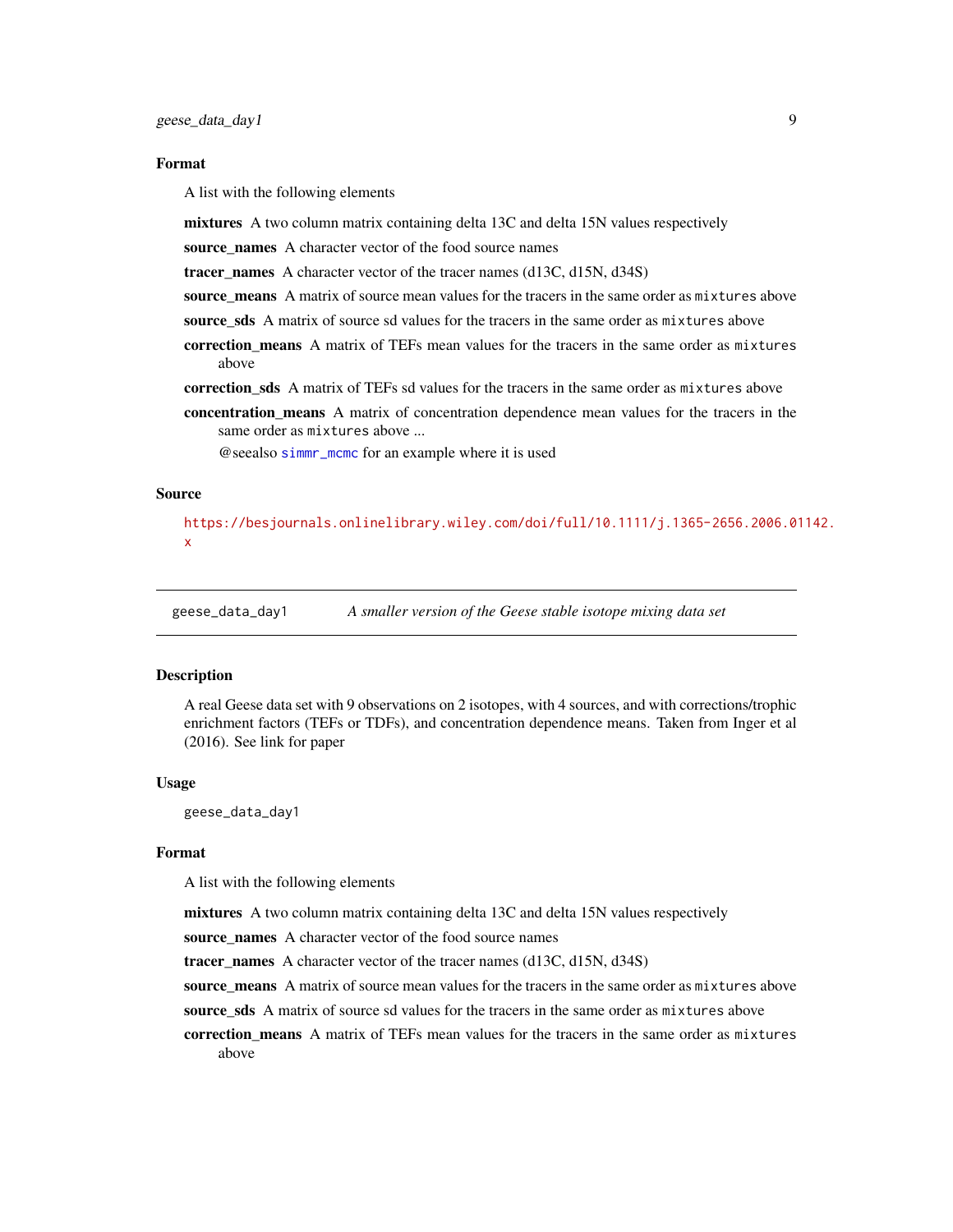### Format

A list with the following elements

**mixtures** A two column matrix containing delta 13C and delta 15N values respectively

**source_names** A character vector of the food source names

**tracer_names** A character vector of the tracer names (d13C, d15N, d34S)

**source_means** A matrix of source mean values for the tracers in the same order as `mixtures` above

**source_sds** A matrix of source sd values for the tracers in the same order as `mixtures` above

**correction_means** A matrix of TEFs mean values for the tracers in the same order as `mixtures` above

**correction_sds** A matrix of TEFs sd values for the tracers in the same order as `mixtures` above

**concentration_means** A matrix of concentration dependence mean values for the tracers in the same order as `mixtures` above ...

@seealso `simmr_mcmc` for an example where it is used

### Source

https://besjournals.onlinelibrary.wiley.com/doi/full/10.1111/j.1365-2656.2006.01142.x

---

## geese_data_day1 *A smaller version of the Geese stable isotope mixing data set*

### Description

A real Geese data set with 9 observations on 2 isotopes, with 4 sources, and with corrections/trophic enrichment factors (TEFs or TDFs), and concentration dependence means. Taken from Inger et al (2016). See link for paper

### Usage

```
geese_data_day1
```

### Format

A list with the following elements

**mixtures** A two column matrix containing delta 13C and delta 15N values respectively

**source_names** A character vector of the food source names

**tracer_names** A character vector of the tracer names (d13C, d15N, d34S)

**source_means** A matrix of source mean values for the tracers in the same order as `mixtures` above

**source_sds** A matrix of source sd values for the tracers in the same order as `mixtures` above

**correction_means** A matrix of TEFs mean values for the tracers in the same order as `mixtures` above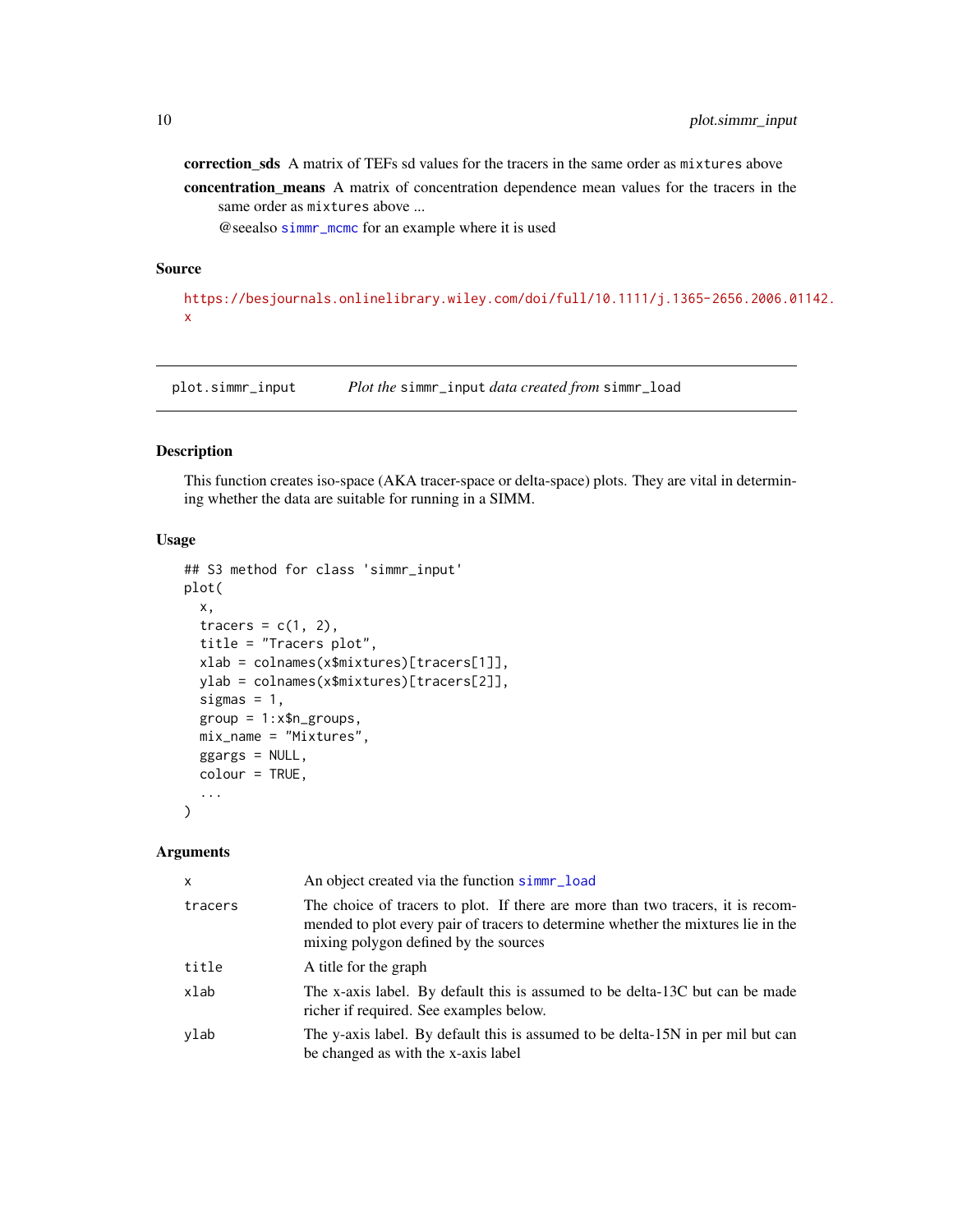**correction_sds** A matrix of TEFs sd values for the tracers in the same order as mixtures above

**concentration_means** A matrix of concentration dependence mean values for the tracers in the same order as mixtures above ...

@seealso simmr_mcmc for an example where it is used

### Source

https://besjournals.onlinelibrary.wiley.com/doi/full/10.1111/j.1365-2656.2006.01142.x

---

## plot.simmr_input    *Plot the* simmr_input *data created from* simmr_load

### Description

This function creates iso-space (AKA tracer-space or delta-space) plots. They are vital in determining whether the data are suitable for running in a SIMM.

### Usage

```
## S3 method for class 'simmr_input'
plot(
  x,
  tracers = c(1, 2),
  title = "Tracers plot",
  xlab = colnames(x$mixtures)[tracers[1]],
  ylab = colnames(x$mixtures)[tracers[2]],
  sigmas = 1,
  group = 1:x$n_groups,
  mix_name = "Mixtures",
  ggargs = NULL,
  colour = TRUE,
  ...
)
```

### Arguments

| | |
|---|---|
| x | An object created via the function simmr_load |
| tracers | The choice of tracers to plot. If there are more than two tracers, it is recommended to plot every pair of tracers to determine whether the mixtures lie in the mixing polygon defined by the sources |
| title | A title for the graph |
| xlab | The x-axis label. By default this is assumed to be delta-13C but can be made richer if required. See examples below. |
| ylab | The y-axis label. By default this is assumed to be delta-15N in per mil but can be changed as with the x-axis label |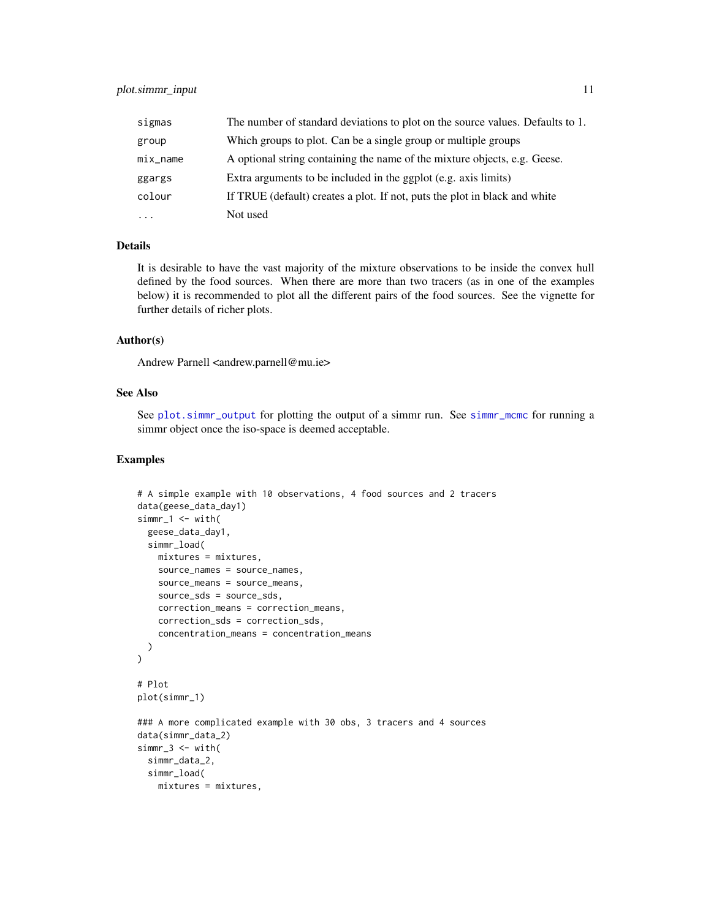| | |
|---|---|
| sigmas | The number of standard deviations to plot on the source values. Defaults to 1. |
| group | Which groups to plot. Can be a single group or multiple groups |
| mix_name | A optional string containing the name of the mixture objects, e.g. Geese. |
| ggargs | Extra arguments to be included in the ggplot (e.g. axis limits) |
| colour | If TRUE (default) creates a plot. If not, puts the plot in black and white |
| ... | Not used |

## Details

It is desirable to have the vast majority of the mixture observations to be inside the convex hull defined by the food sources. When there are more than two tracers (as in one of the examples below) it is recommended to plot all the different pairs of the food sources. See the vignette for further details of richer plots.

## Author(s)

Andrew Parnell <andrew.parnell@mu.ie>

## See Also

See plot.simmr_output for plotting the output of a simmr run. See simmr_mcmc for running a simmr object once the iso-space is deemed acceptable.

## Examples

```
# A simple example with 10 observations, 4 food sources and 2 tracers
data(geese_data_day1)
simmr_1 <- with(
  geese_data_day1,
  simmr_load(
    mixtures = mixtures,
    source_names = source_names,
    source_means = source_means,
    source_sds = source_sds,
    correction_means = correction_means,
    correction_sds = correction_sds,
    concentration_means = concentration_means
  )
)

# Plot
plot(simmr_1)

### A more complicated example with 30 obs, 3 tracers and 4 sources
data(simmr_data_2)
simmr_3 <- with(
  simmr_data_2,
  simmr_load(
    mixtures = mixtures,
```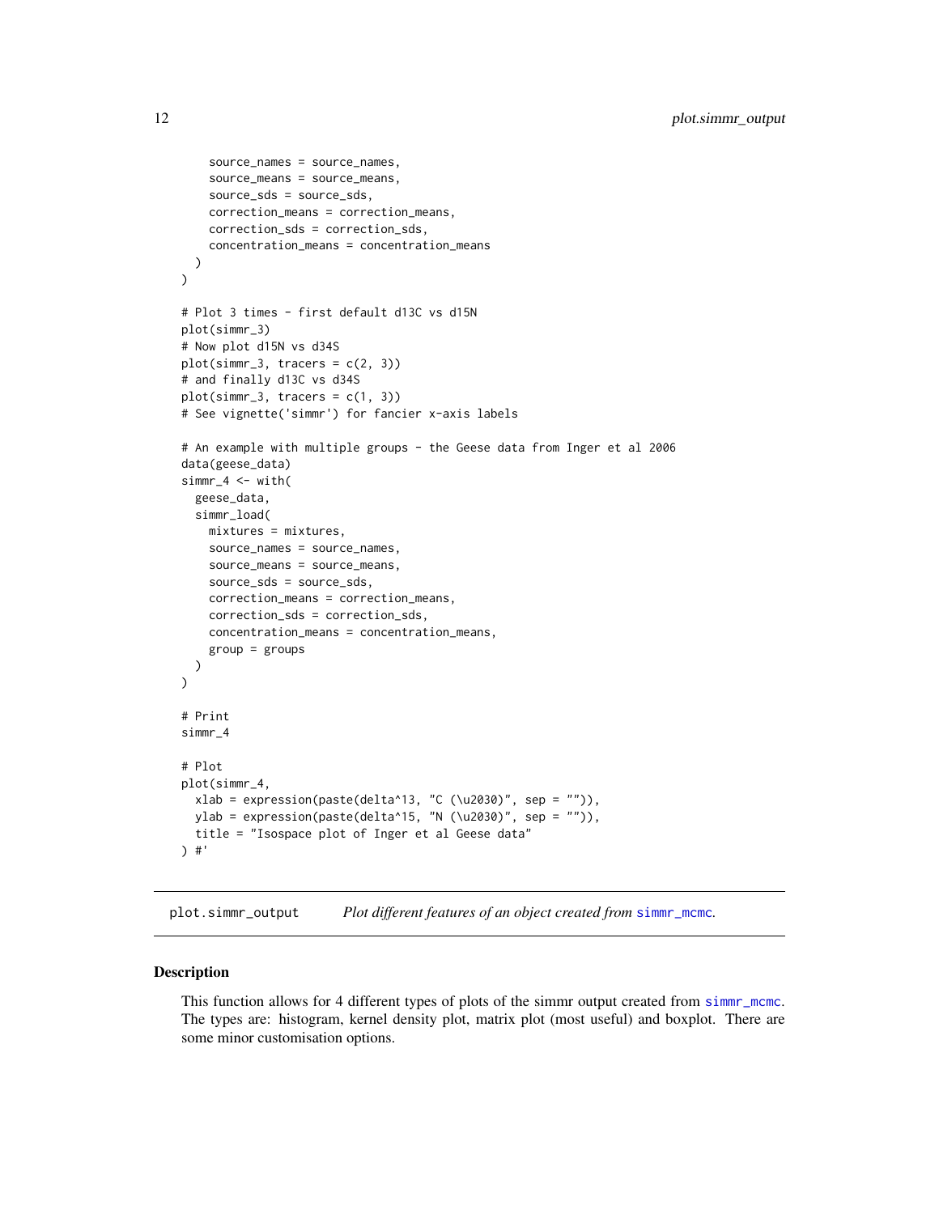```
    source_names = source_names,
    source_means = source_means,
    source_sds = source_sds,
    correction_means = correction_means,
    correction_sds = correction_sds,
    concentration_means = concentration_means
  )
)

# Plot 3 times - first default d13C vs d15N
plot(simmr_3)
# Now plot d15N vs d34S
plot(simmr_3, tracers = c(2, 3))
# and finally d13C vs d34S
plot(simmr_3, tracers = c(1, 3))
# See vignette('simmr') for fancier x-axis labels

# An example with multiple groups - the Geese data from Inger et al 2006
data(geese_data)
simmr_4 <- with(
  geese_data,
  simmr_load(
    mixtures = mixtures,
    source_names = source_names,
    source_means = source_means,
    source_sds = source_sds,
    correction_means = correction_means,
    correction_sds = correction_sds,
    concentration_means = concentration_means,
    group = groups
  )
)

# Print
simmr_4

# Plot
plot(simmr_4,
  xlab = expression(paste(delta^13, "C (\u2030)", sep = "")),
  ylab = expression(paste(delta^15, "N (\u2030)", sep = "")),
  title = "Isospace plot of Inger et al Geese data"
) #'
```

---

## plot.simmr_output — *Plot different features of an object created from* `simmr_mcmc`.

### Description

This function allows for 4 different types of plots of the simmr output created from `simmr_mcmc`. The types are: histogram, kernel density plot, matrix plot (most useful) and boxplot. There are some minor customisation options.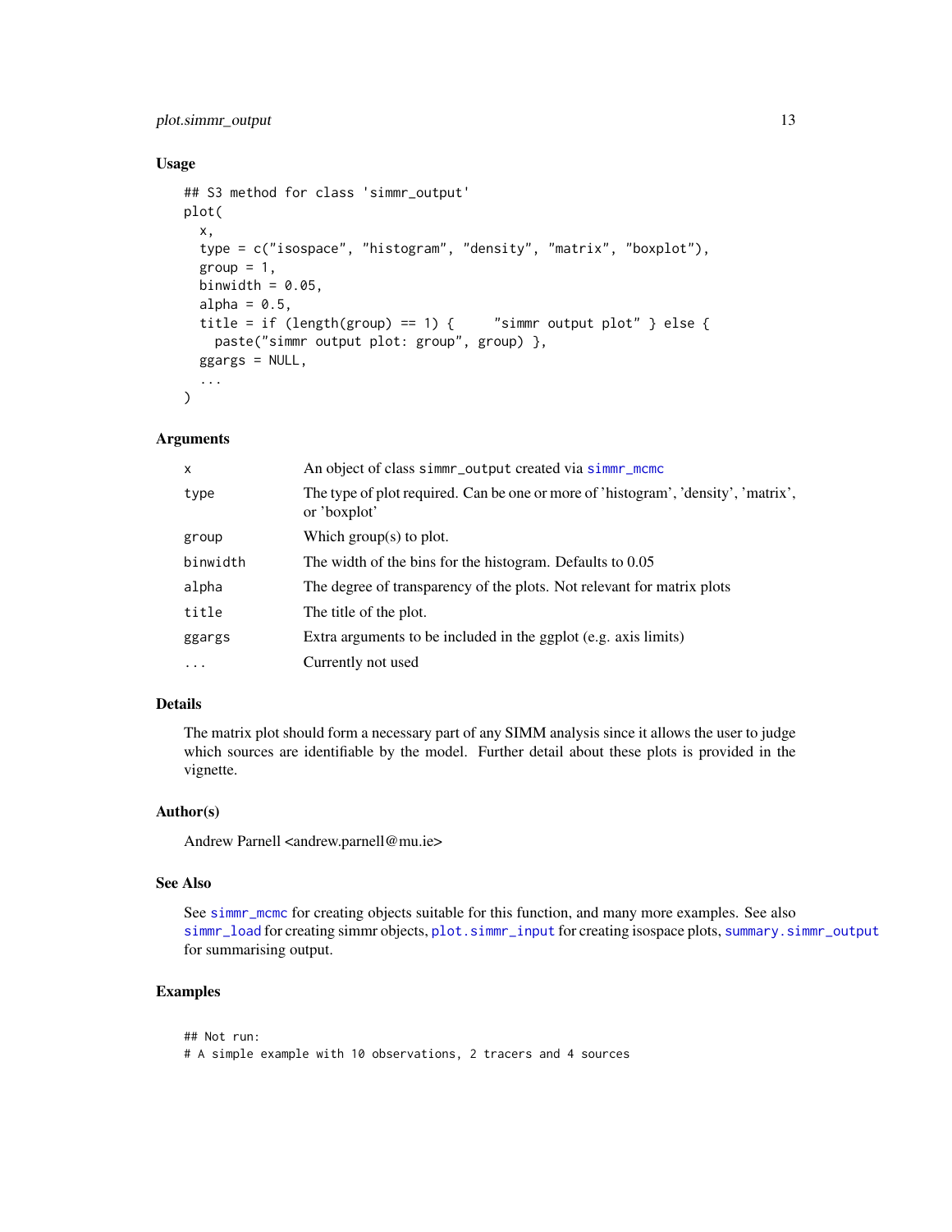## Usage

```
## S3 method for class 'simmr_output'
plot(
  x,
  type = c("isospace", "histogram", "density", "matrix", "boxplot"),
  group = 1,
  binwidth = 0.05,
  alpha = 0.5,
  title = if (length(group) == 1) {     "simmr output plot" } else {
    paste("simmr output plot: group", group) },
  ggargs = NULL,
  ...
)
```

## Arguments

| | |
|---|---|
| x | An object of class simmr_output created via simmr_mcmc |
| type | The type of plot required. Can be one or more of 'histogram', 'density', 'matrix', or 'boxplot' |
| group | Which group(s) to plot. |
| binwidth | The width of the bins for the histogram. Defaults to 0.05 |
| alpha | The degree of transparency of the plots. Not relevant for matrix plots |
| title | The title of the plot. |
| ggargs | Extra arguments to be included in the ggplot (e.g. axis limits) |
| ... | Currently not used |

## Details

The matrix plot should form a necessary part of any SIMM analysis since it allows the user to judge which sources are identifiable by the model. Further detail about these plots is provided in the vignette.

## Author(s)

Andrew Parnell <andrew.parnell@mu.ie>

## See Also

See simmr_mcmc for creating objects suitable for this function, and many more examples. See also simmr_load for creating simmr objects, plot.simmr_input for creating isospace plots, summary.simmr_output for summarising output.

## Examples

```
## Not run:
# A simple example with 10 observations, 2 tracers and 4 sources
```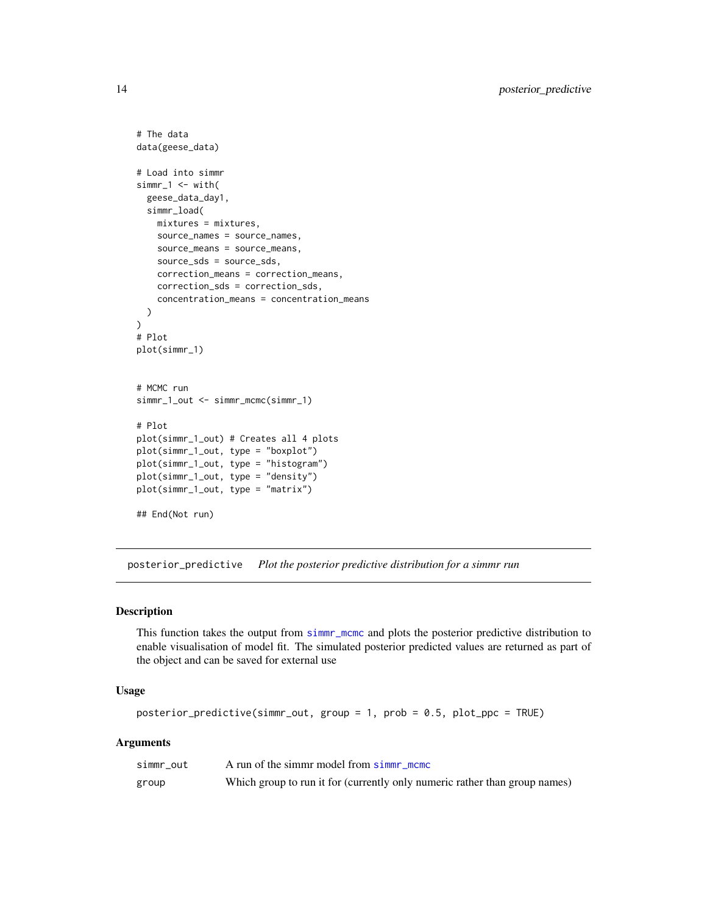```
# The data
data(geese_data)

# Load into simmr
simmr_1 <- with(
  geese_data_day1,
  simmr_load(
    mixtures = mixtures,
    source_names = source_names,
    source_means = source_means,
    source_sds = source_sds,
    correction_means = correction_means,
    correction_sds = correction_sds,
    concentration_means = concentration_means
  )
)
# Plot
plot(simmr_1)


# MCMC run
simmr_1_out <- simmr_mcmc(simmr_1)

# Plot
plot(simmr_1_out) # Creates all 4 plots
plot(simmr_1_out, type = "boxplot")
plot(simmr_1_out, type = "histogram")
plot(simmr_1_out, type = "density")
plot(simmr_1_out, type = "matrix")

## End(Not run)
```

---

## posterior_predictive *Plot the posterior predictive distribution for a simmr run*

---

### Description

This function takes the output from simmr_mcmc and plots the posterior predictive distribution to enable visualisation of model fit. The simulated posterior predicted values are returned as part of the object and can be saved for external use

### Usage

```
posterior_predictive(simmr_out, group = 1, prob = 0.5, plot_ppc = TRUE)
```

### Arguments

| | |
|---|---|
| simmr_out | A run of the simmr model from simmr_mcmc |
| group | Which group to run it for (currently only numeric rather than group names) |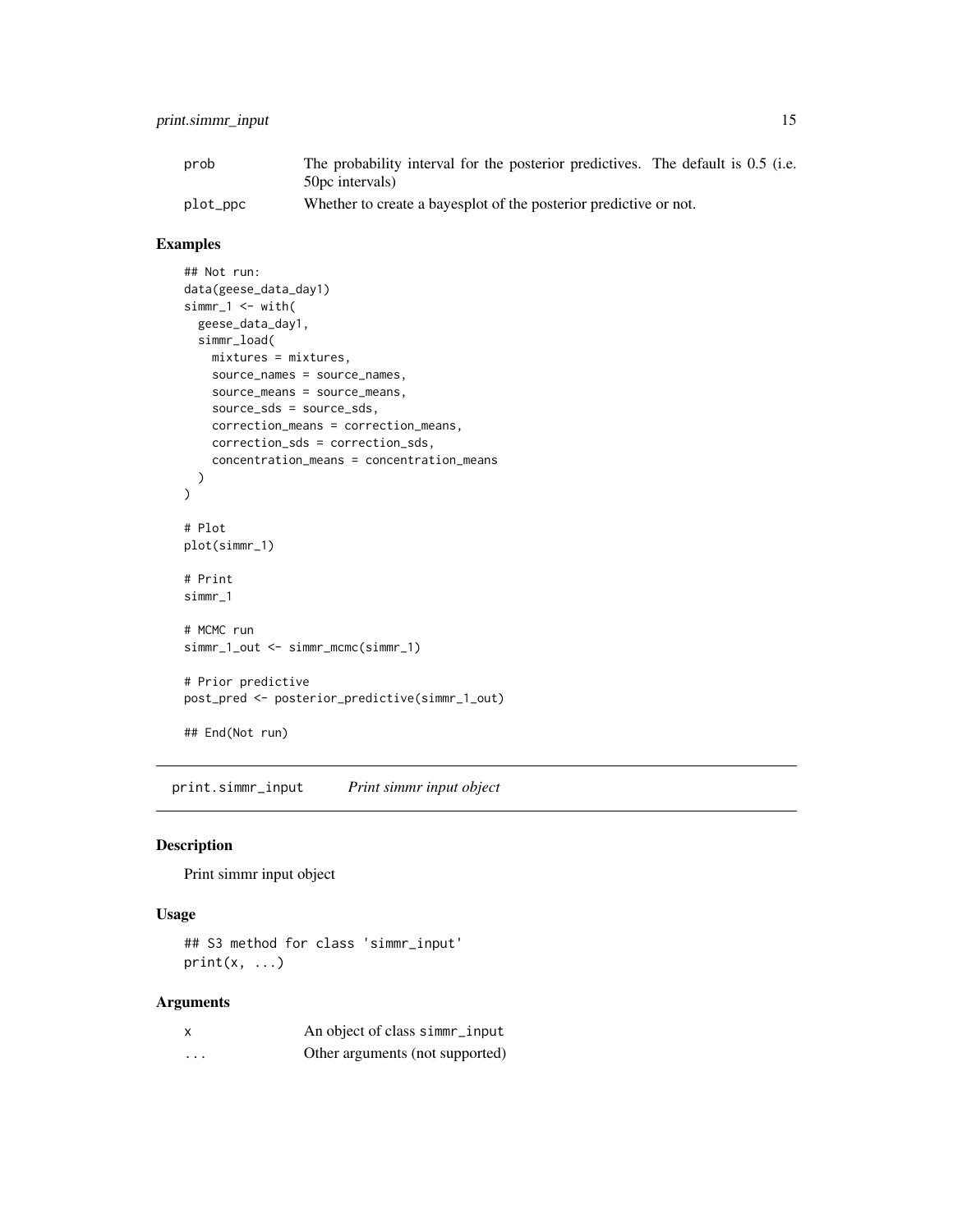| | |
|---|---|
| prob | The probability interval for the posterior predictives. The default is 0.5 (i.e. 50pc intervals) |
| plot_ppc | Whether to create a bayesplot of the posterior predictive or not. |

### Examples

```
## Not run:
data(geese_data_day1)
simmr_1 <- with(
  geese_data_day1,
  simmr_load(
    mixtures = mixtures,
    source_names = source_names,
    source_means = source_means,
    source_sds = source_sds,
    correction_means = correction_means,
    correction_sds = correction_sds,
    concentration_means = concentration_means
  )
)

# Plot
plot(simmr_1)

# Print
simmr_1

# MCMC run
simmr_1_out <- simmr_mcmc(simmr_1)

# Prior predictive
post_pred <- posterior_predictive(simmr_1_out)

## End(Not run)
```

## print.simmr_input *Print simmr input object*

### Description

Print simmr input object

### Usage

```
## S3 method for class 'simmr_input'
print(x, ...)
```

### Arguments

| | |
|---|---|
| x | An object of class simmr_input |
| ... | Other arguments (not supported) |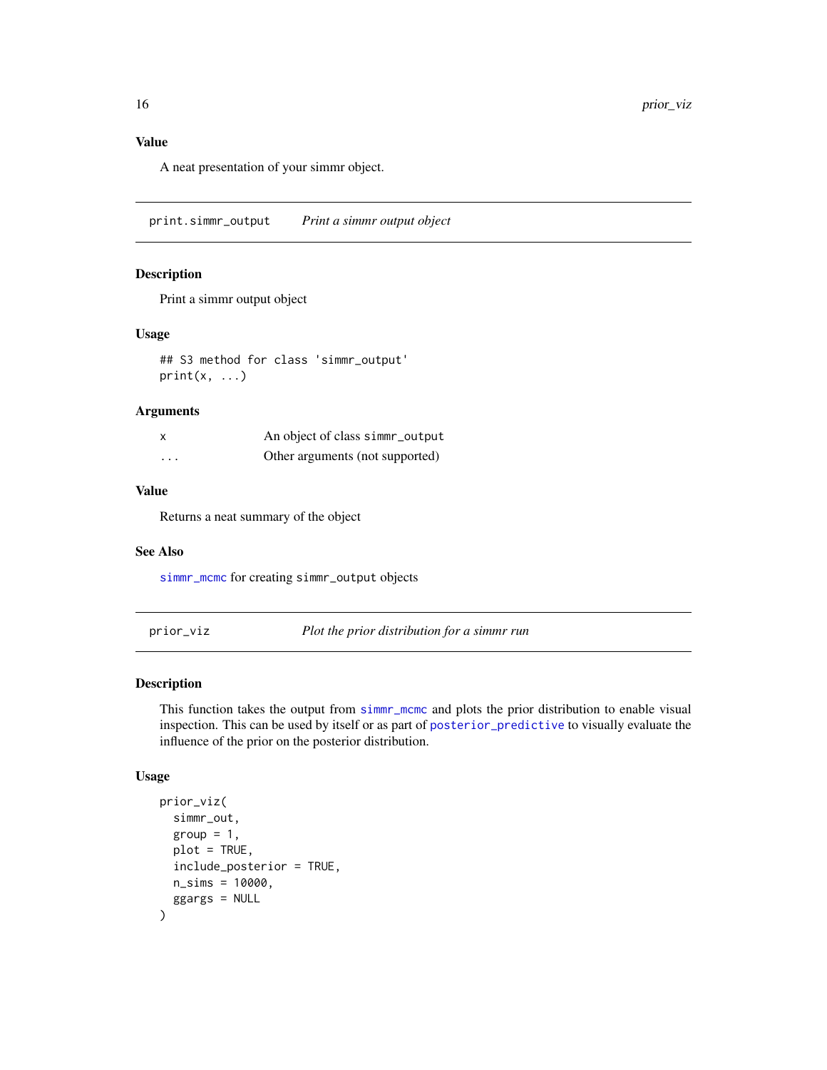## Value

A neat presentation of your simmr object.

---

## print.simmr_output *Print a simmr output object*

### Description

Print a simmr output object

### Usage

```
## S3 method for class 'simmr_output'
print(x, ...)
```

### Arguments

| | |
|---|---|
| x | An object of class simmr_output |
| ... | Other arguments (not supported) |

### Value

Returns a neat summary of the object

### See Also

simmr_mcmc for creating simmr_output objects

---

## prior_viz *Plot the prior distribution for a simmr run*

### Description

This function takes the output from simmr_mcmc and plots the prior distribution to enable visual inspection. This can be used by itself or as part of posterior_predictive to visually evaluate the influence of the prior on the posterior distribution.

### Usage

```
prior_viz(
  simmr_out,
  group = 1,
  plot = TRUE,
  include_posterior = TRUE,
  n_sims = 10000,
  ggargs = NULL
)
```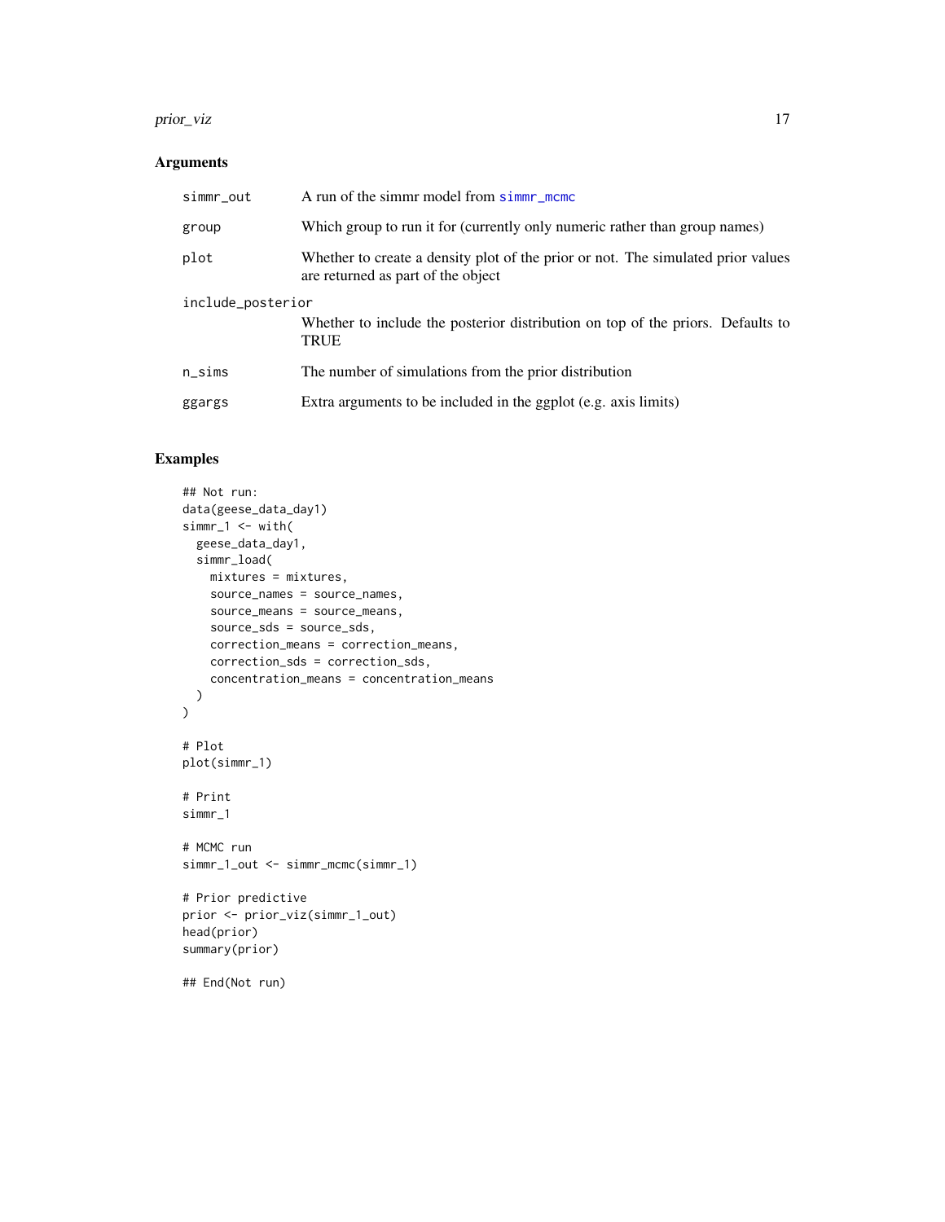## Arguments

| Argument | Description |
| --- | --- |
| simmr_out | A run of the simmr model from simmr_mcmc |
| group | Which group to run it for (currently only numeric rather than group names) |
| plot | Whether to create a density plot of the prior or not. The simulated prior values are returned as part of the object |
| include_posterior | Whether to include the posterior distribution on top of the priors. Defaults to TRUE |
| n_sims | The number of simulations from the prior distribution |
| ggargs | Extra arguments to be included in the ggplot (e.g. axis limits) |

## Examples

```
## Not run:
data(geese_data_day1)
simmr_1 <- with(
  geese_data_day1,
  simmr_load(
    mixtures = mixtures,
    source_names = source_names,
    source_means = source_means,
    source_sds = source_sds,
    correction_means = correction_means,
    correction_sds = correction_sds,
    concentration_means = concentration_means
  )
)

# Plot
plot(simmr_1)

# Print
simmr_1

# MCMC run
simmr_1_out <- simmr_mcmc(simmr_1)

# Prior predictive
prior <- prior_viz(simmr_1_out)
head(prior)
summary(prior)

## End(Not run)
```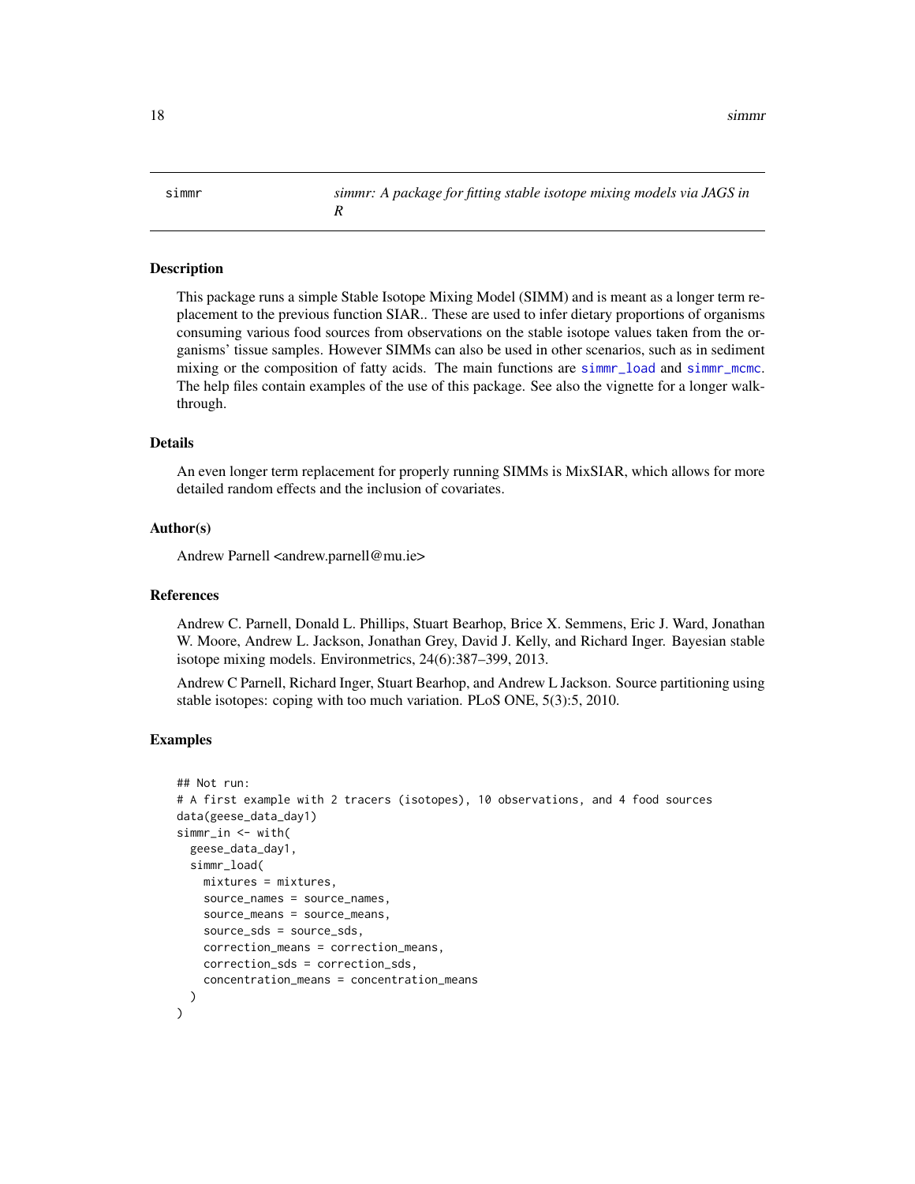simmr — *simmr: A package for fitting stable isotope mixing models via JAGS in R*

## Description

This package runs a simple Stable Isotope Mixing Model (SIMM) and is meant as a longer term replacement to the previous function SIAR.. These are used to infer dietary proportions of organisms consuming various food sources from observations on the stable isotope values taken from the organisms' tissue samples. However SIMMs can also be used in other scenarios, such as in sediment mixing or the composition of fatty acids. The main functions are `simmr_load` and `simmr_mcmc`. The help files contain examples of the use of this package. See also the vignette for a longer walkthrough.

## Details

An even longer term replacement for properly running SIMMs is MixSIAR, which allows for more detailed random effects and the inclusion of covariates.

## Author(s)

Andrew Parnell <andrew.parnell@mu.ie>

## References

Andrew C. Parnell, Donald L. Phillips, Stuart Bearhop, Brice X. Semmens, Eric J. Ward, Jonathan W. Moore, Andrew L. Jackson, Jonathan Grey, David J. Kelly, and Richard Inger. Bayesian stable isotope mixing models. Environmetrics, 24(6):387–399, 2013.

Andrew C Parnell, Richard Inger, Stuart Bearhop, and Andrew L Jackson. Source partitioning using stable isotopes: coping with too much variation. PLoS ONE, 5(3):5, 2010.

## Examples

```
## Not run:
# A first example with 2 tracers (isotopes), 10 observations, and 4 food sources
data(geese_data_day1)
simmr_in <- with(
  geese_data_day1,
  simmr_load(
    mixtures = mixtures,
    source_names = source_names,
    source_means = source_means,
    source_sds = source_sds,
    correction_means = correction_means,
    correction_sds = correction_sds,
    concentration_means = concentration_means
  )
)
```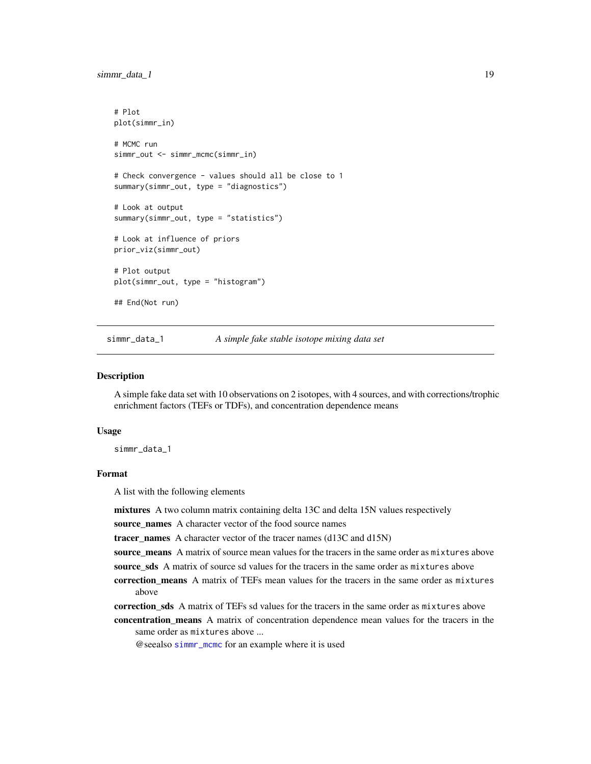```
# Plot
plot(simmr_in)

# MCMC run
simmr_out <- simmr_mcmc(simmr_in)

# Check convergence - values should all be close to 1
summary(simmr_out, type = "diagnostics")

# Look at output
summary(simmr_out, type = "statistics")

# Look at influence of priors
prior_viz(simmr_out)

# Plot output
plot(simmr_out, type = "histogram")

## End(Not run)
```

---

## simmr_data_1 — *A simple fake stable isotope mixing data set*

### Description

A simple fake data set with 10 observations on 2 isotopes, with 4 sources, and with corrections/trophic enrichment factors (TEFs or TDFs), and concentration dependence means

### Usage

```
simmr_data_1
```

### Format

A list with the following elements

**mixtures** A two column matrix containing delta 13C and delta 15N values respectively

**source_names** A character vector of the food source names

**tracer_names** A character vector of the tracer names (d13C and d15N)

**source_means** A matrix of source mean values for the tracers in the same order as `mixtures` above

**source_sds** A matrix of source sd values for the tracers in the same order as `mixtures` above

**correction_means** A matrix of TEFs mean values for the tracers in the same order as `mixtures` above

**correction_sds** A matrix of TEFs sd values for the tracers in the same order as `mixtures` above

**concentration_means** A matrix of concentration dependence mean values for the tracers in the same order as `mixtures` above ...

@seealso `simmr_mcmc` for an example where it is used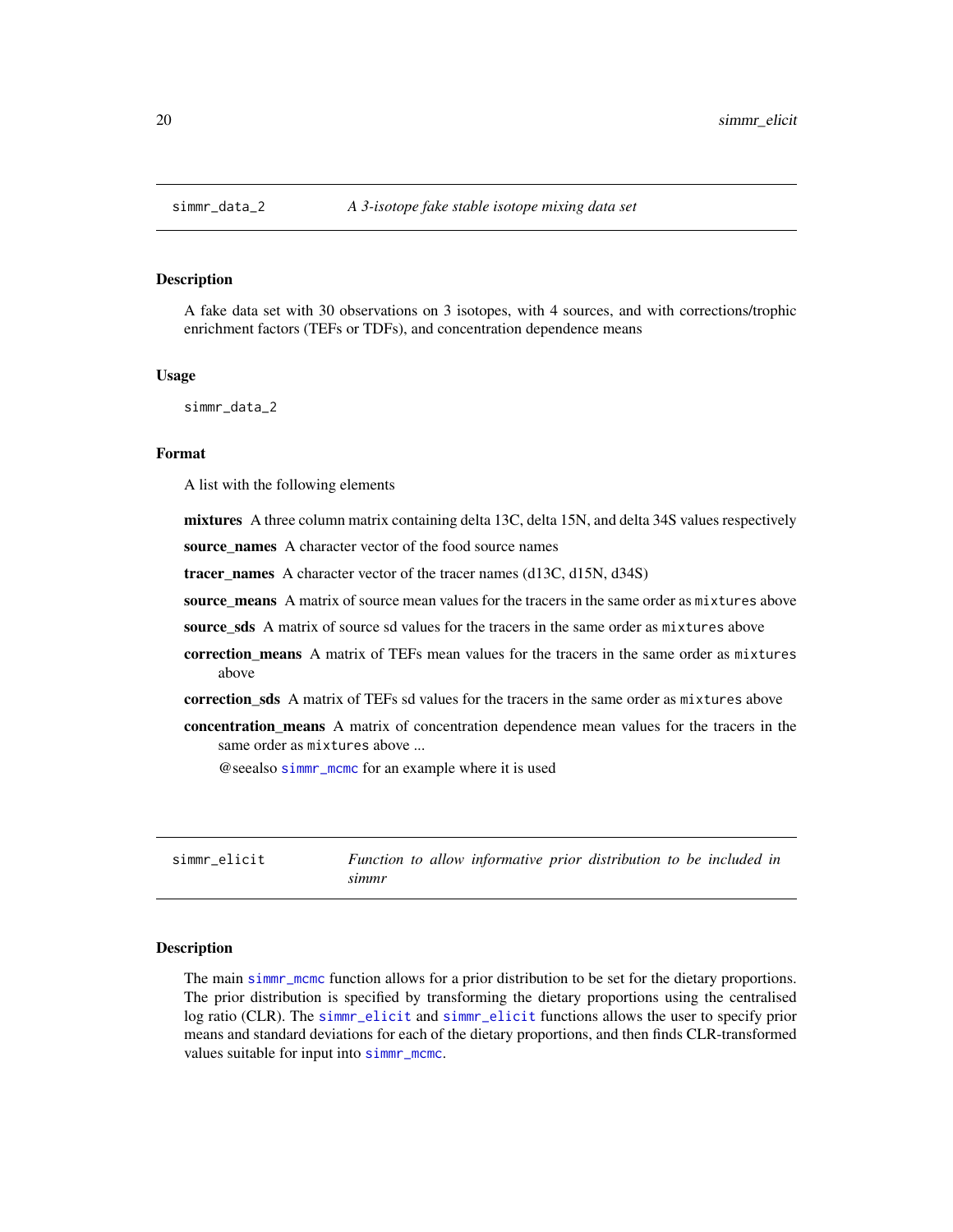## simmr_data_2 — *A 3-isotope fake stable isotope mixing data set*

### Description

A fake data set with 30 observations on 3 isotopes, with 4 sources, and with corrections/trophic enrichment factors (TEFs or TDFs), and concentration dependence means

### Usage

```
simmr_data_2
```

### Format

A list with the following elements

- **mixtures** A three column matrix containing delta 13C, delta 15N, and delta 34S values respectively
- **source_names** A character vector of the food source names
- **tracer_names** A character vector of the tracer names (d13C, d15N, d34S)
- **source_means** A matrix of source mean values for the tracers in the same order as `mixtures` above
- **source_sds** A matrix of source sd values for the tracers in the same order as `mixtures` above
- **correction_means** A matrix of TEFs mean values for the tracers in the same order as `mixtures` above
- **correction_sds** A matrix of TEFs sd values for the tracers in the same order as `mixtures` above
- **concentration_means** A matrix of concentration dependence mean values for the tracers in the same order as `mixtures` above ...

  @seealso `simmr_mcmc` for an example where it is used

## simmr_elicit — *Function to allow informative prior distribution to be included in simmr*

### Description

The main `simmr_mcmc` function allows for a prior distribution to be set for the dietary proportions. The prior distribution is specified by transforming the dietary proportions using the centralised log ratio (CLR). The `simmr_elicit` and `simmr_elicit` functions allows the user to specify prior means and standard deviations for each of the dietary proportions, and then finds CLR-transformed values suitable for input into `simmr_mcmc`.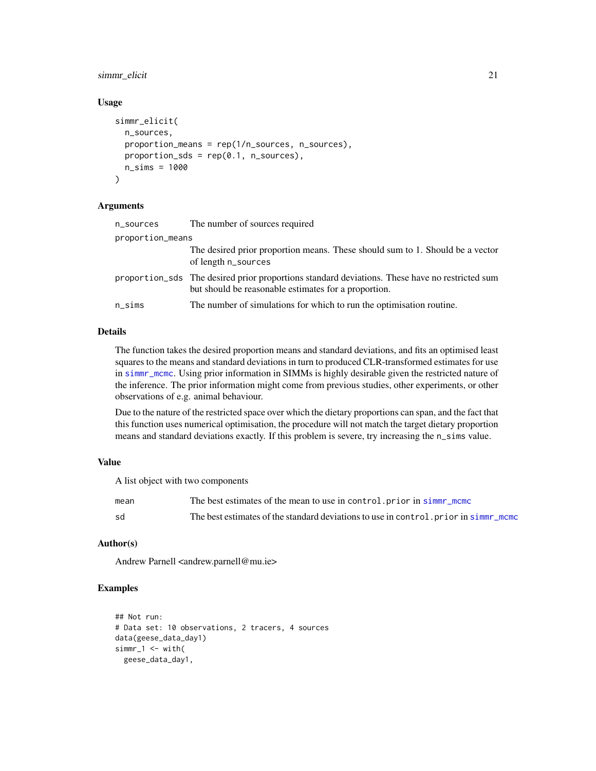### Usage

```
simmr_elicit(
  n_sources,
  proportion_means = rep(1/n_sources, n_sources),
  proportion_sds = rep(0.1, n_sources),
  n_sims = 1000
)
```

### Arguments

| | |
|---|---|
| `n_sources` | The number of sources required |
| `proportion_means` | The desired prior proportion means. These should sum to 1. Should be a vector of length `n_sources` |
| `proportion_sds` | The desired prior proportions standard deviations. These have no restricted sum but should be reasonable estimates for a proportion. |
| `n_sims` | The number of simulations for which to run the optimisation routine. |

### Details

The function takes the desired proportion means and standard deviations, and fits an optimised least squares to the means and standard deviations in turn to produced CLR-transformed estimates for use in `simmr_mcmc`. Using prior information in SIMMs is highly desirable given the restricted nature of the inference. The prior information might come from previous studies, other experiments, or other observations of e.g. animal behaviour.

Due to the nature of the restricted space over which the dietary proportions can span, and the fact that this function uses numerical optimisation, the procedure will not match the target dietary proportion means and standard deviations exactly. If this problem is severe, try increasing the `n_sims` value.

### Value

A list object with two components

| | |
|---|---|
| `mean` | The best estimates of the mean to use in `control.prior` in `simmr_mcmc` |
| `sd` | The best estimates of the standard deviations to use in `control.prior` in `simmr_mcmc` |

### Author(s)

Andrew Parnell <andrew.parnell@mu.ie>

### Examples

```
## Not run:
# Data set: 10 observations, 2 tracers, 4 sources
data(geese_data_day1)
simmr_1 <- with(
  geese_data_day1,
```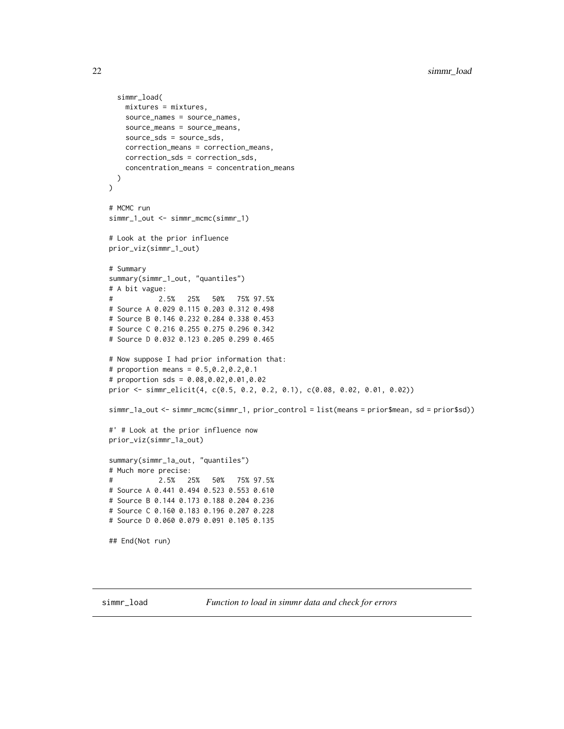```
  simmr_load(
    mixtures = mixtures,
    source_names = source_names,
    source_means = source_means,
    source_sds = source_sds,
    correction_means = correction_means,
    correction_sds = correction_sds,
    concentration_means = concentration_means
  )
)

# MCMC run
simmr_1_out <- simmr_mcmc(simmr_1)

# Look at the prior influence
prior_viz(simmr_1_out)

# Summary
summary(simmr_1_out, "quantiles")
# A bit vague:
#           2.5%   25%   50%   75% 97.5%
# Source A 0.029 0.115 0.203 0.312 0.498
# Source B 0.146 0.232 0.284 0.338 0.453
# Source C 0.216 0.255 0.275 0.296 0.342
# Source D 0.032 0.123 0.205 0.299 0.465

# Now suppose I had prior information that:
# proportion means = 0.5,0.2,0.2,0.1
# proportion sds = 0.08,0.02,0.01,0.02
prior <- simmr_elicit(4, c(0.5, 0.2, 0.2, 0.1), c(0.08, 0.02, 0.01, 0.02))

simmr_1a_out <- simmr_mcmc(simmr_1, prior_control = list(means = prior$mean, sd = prior$sd))

#' # Look at the prior influence now
prior_viz(simmr_1a_out)

summary(simmr_1a_out, "quantiles")
# Much more precise:
#           2.5%   25%   50%   75% 97.5%
# Source A 0.441 0.494 0.523 0.553 0.610
# Source B 0.144 0.173 0.188 0.204 0.236
# Source C 0.160 0.183 0.196 0.207 0.228
# Source D 0.060 0.079 0.091 0.105 0.135

## End(Not run)
```

## simmr_load — *Function to load in simmr data and check for errors*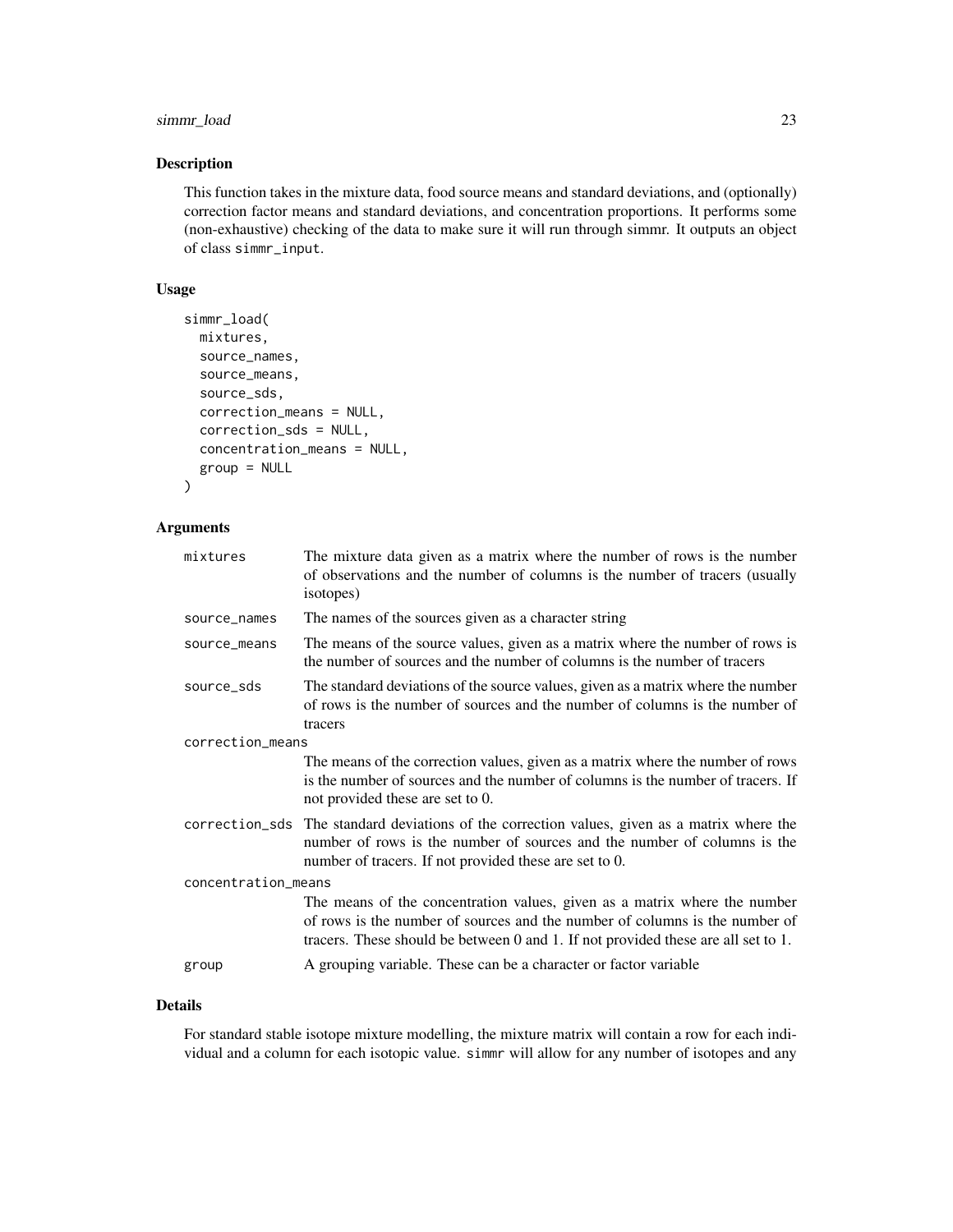## Description

This function takes in the mixture data, food source means and standard deviations, and (optionally) correction factor means and standard deviations, and concentration proportions. It performs some (non-exhaustive) checking of the data to make sure it will run through simmr. It outputs an object of class `simmr_input`.

## Usage

```
simmr_load(
  mixtures,
  source_names,
  source_means,
  source_sds,
  correction_means = NULL,
  correction_sds = NULL,
  concentration_means = NULL,
  group = NULL
)
```

## Arguments

| Argument | Description |
| --- | --- |
| `mixtures` | The mixture data given as a matrix where the number of rows is the number of observations and the number of columns is the number of tracers (usually isotopes) |
| `source_names` | The names of the sources given as a character string |
| `source_means` | The means of the source values, given as a matrix where the number of rows is the number of sources and the number of columns is the number of tracers |
| `source_sds` | The standard deviations of the source values, given as a matrix where the number of rows is the number of sources and the number of columns is the number of tracers |
| `correction_means` | The means of the correction values, given as a matrix where the number of rows is the number of sources and the number of columns is the number of tracers. If not provided these are set to 0. |
| `correction_sds` | The standard deviations of the correction values, given as a matrix where the number of rows is the number of sources and the number of columns is the number of tracers. If not provided these are set to 0. |
| `concentration_means` | The means of the concentration values, given as a matrix where the number of rows is the number of sources and the number of columns is the number of tracers. These should be between 0 and 1. If not provided these are all set to 1. |
| `group` | A grouping variable. These can be a character or factor variable |

## Details

For standard stable isotope mixture modelling, the mixture matrix will contain a row for each individual and a column for each isotopic value. `simmr` will allow for any number of isotopes and any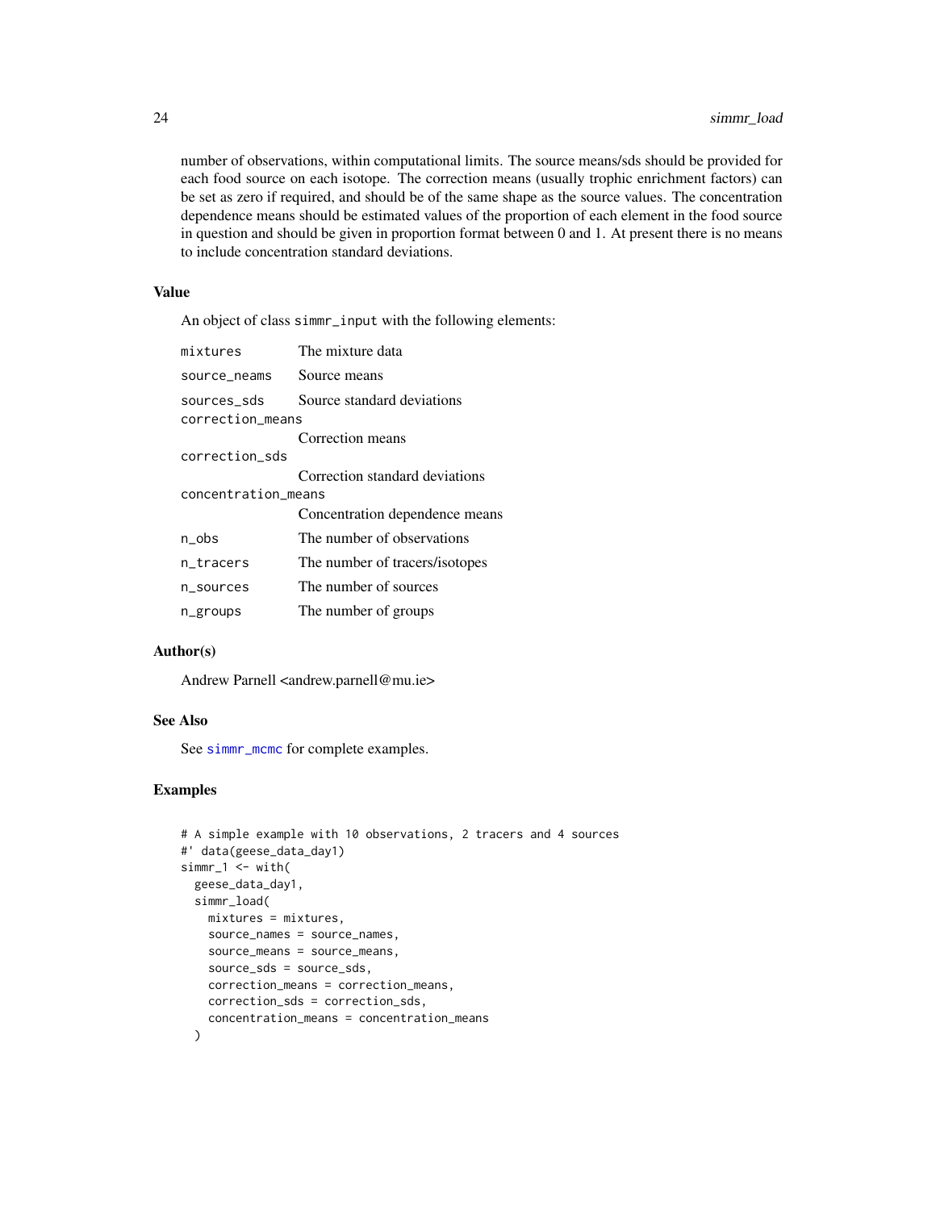number of observations, within computational limits. The source means/sds should be provided for each food source on each isotope. The correction means (usually trophic enrichment factors) can be set as zero if required, and should be of the same shape as the source values. The concentration dependence means should be estimated values of the proportion of each element in the food source in question and should be given in proportion format between 0 and 1. At present there is no means to include concentration standard deviations.

### Value

An object of class `simmr_input` with the following elements:

| | |
|---|---|
| `mixtures` | The mixture data |
| `source_neams` | Source means |
| `sources_sds` | Source standard deviations |
| `correction_means` | Correction means |
| `correction_sds` | Correction standard deviations |
| `concentration_means` | Concentration dependence means |
| `n_obs` | The number of observations |
| `n_tracers` | The number of tracers/isotopes |
| `n_sources` | The number of sources |
| `n_groups` | The number of groups |

### Author(s)

Andrew Parnell <andrew.parnell@mu.ie>

### See Also

See `simmr_mcmc` for complete examples.

### Examples

```
# A simple example with 10 observations, 2 tracers and 4 sources
#' data(geese_data_day1)
simmr_1 <- with(
  geese_data_day1,
  simmr_load(
    mixtures = mixtures,
    source_names = source_names,
    source_means = source_means,
    source_sds = source_sds,
    correction_means = correction_means,
    correction_sds = correction_sds,
    concentration_means = concentration_means
  )
```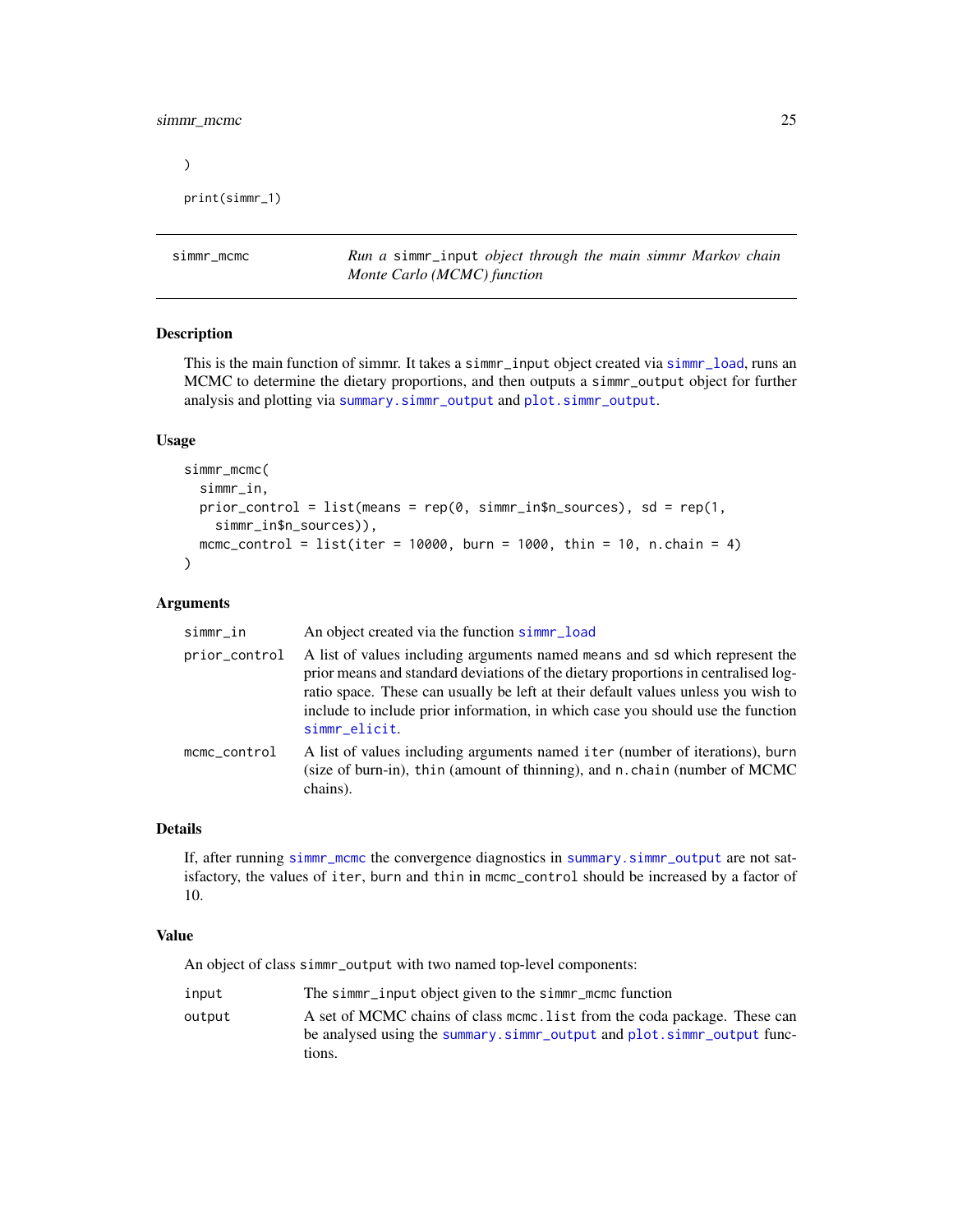```
)

print(simmr_1)
```

## simmr_mcmc — *Run a* `simmr_input` *object through the main simmr Markov chain Monte Carlo (MCMC) function*

### Description

This is the main function of simmr. It takes a `simmr_input` object created via `simmr_load`, runs an MCMC to determine the dietary proportions, and then outputs a `simmr_output` object for further analysis and plotting via `summary.simmr_output` and `plot.simmr_output`.

### Usage

```
simmr_mcmc(
  simmr_in,
  prior_control = list(means = rep(0, simmr_in$n_sources), sd = rep(1,
    simmr_in$n_sources)),
  mcmc_control = list(iter = 10000, burn = 1000, thin = 10, n.chain = 4)
)
```

### Arguments

| | |
|---|---|
| `simmr_in` | An object created via the function `simmr_load` |
| `prior_control` | A list of values including arguments named `means` and `sd` which represent the prior means and standard deviations of the dietary proportions in centralised log-ratio space. These can usually be left at their default values unless you wish to include to include prior information, in which case you should use the function `simmr_elicit`. |
| `mcmc_control` | A list of values including arguments named `iter` (number of iterations), `burn` (size of burn-in), `thin` (amount of thinning), and `n.chain` (number of MCMC chains). |

### Details

If, after running `simmr_mcmc` the convergence diagnostics in `summary.simmr_output` are not satisfactory, the values of `iter`, `burn` and `thin` in `mcmc_control` should be increased by a factor of 10.

### Value

An object of class `simmr_output` with two named top-level components:

| | |
|---|---|
| `input` | The `simmr_input` object given to the `simmr_mcmc` function |
| `output` | A set of MCMC chains of class `mcmc.list` from the coda package. These can be analysed using the `summary.simmr_output` and `plot.simmr_output` functions. |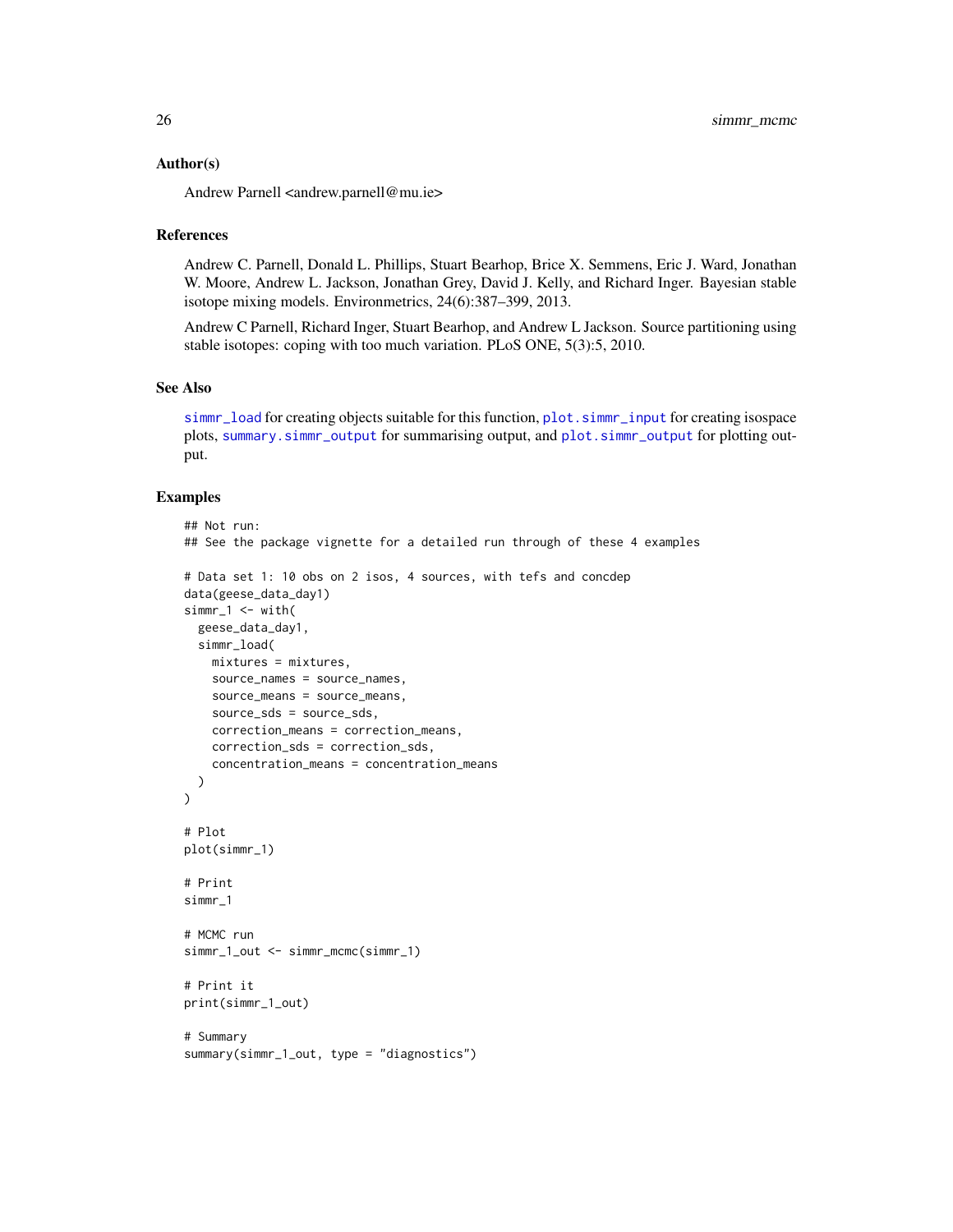### Author(s)

Andrew Parnell <andrew.parnell@mu.ie>

### References

Andrew C. Parnell, Donald L. Phillips, Stuart Bearhop, Brice X. Semmens, Eric J. Ward, Jonathan W. Moore, Andrew L. Jackson, Jonathan Grey, David J. Kelly, and Richard Inger. Bayesian stable isotope mixing models. Environmetrics, 24(6):387–399, 2013.

Andrew C Parnell, Richard Inger, Stuart Bearhop, and Andrew L Jackson. Source partitioning using stable isotopes: coping with too much variation. PLoS ONE, 5(3):5, 2010.

### See Also

simmr_load for creating objects suitable for this function, plot.simmr_input for creating isospace plots, summary.simmr_output for summarising output, and plot.simmr_output for plotting output.

### Examples

```
## Not run:
## See the package vignette for a detailed run through of these 4 examples

# Data set 1: 10 obs on 2 isos, 4 sources, with tefs and concdep
data(geese_data_day1)
simmr_1 <- with(
  geese_data_day1,
  simmr_load(
    mixtures = mixtures,
    source_names = source_names,
    source_means = source_means,
    source_sds = source_sds,
    correction_means = correction_means,
    correction_sds = correction_sds,
    concentration_means = concentration_means
  )
)

# Plot
plot(simmr_1)

# Print
simmr_1

# MCMC run
simmr_1_out <- simmr_mcmc(simmr_1)

# Print it
print(simmr_1_out)

# Summary
summary(simmr_1_out, type = "diagnostics")
```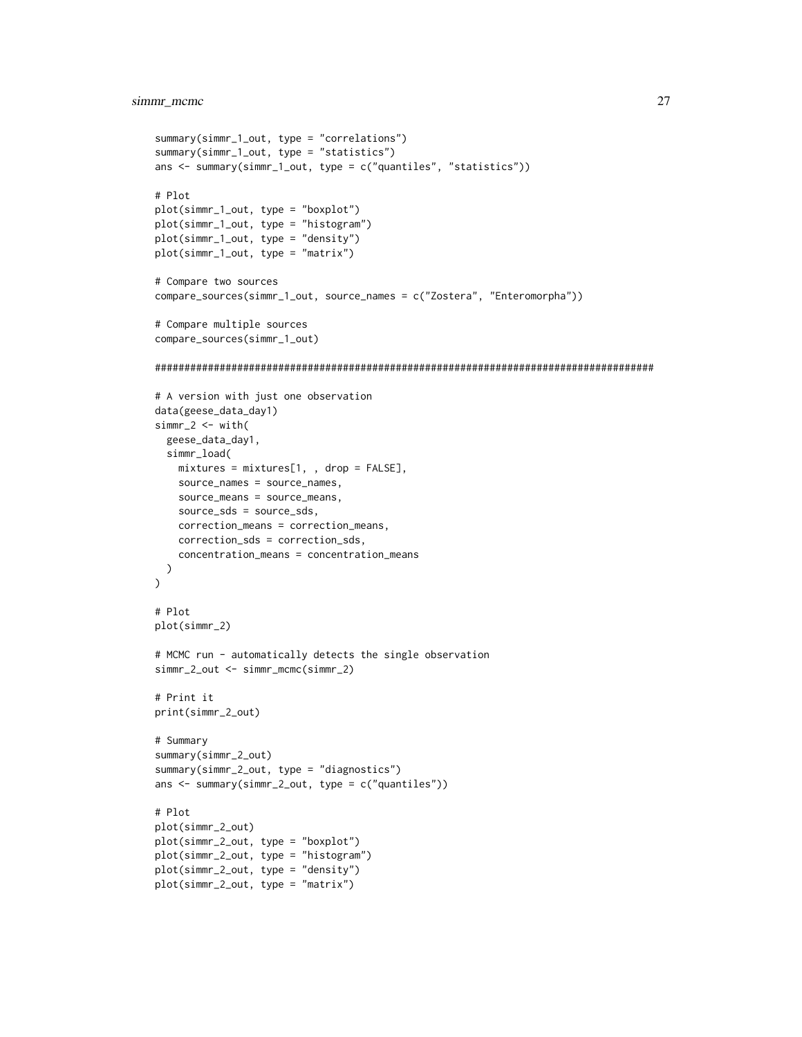```
summary(simmr_1_out, type = "correlations")
summary(simmr_1_out, type = "statistics")
ans <- summary(simmr_1_out, type = c("quantiles", "statistics"))

# Plot
plot(simmr_1_out, type = "boxplot")
plot(simmr_1_out, type = "histogram")
plot(simmr_1_out, type = "density")
plot(simmr_1_out, type = "matrix")

# Compare two sources
compare_sources(simmr_1_out, source_names = c("Zostera", "Enteromorpha"))

# Compare multiple sources
compare_sources(simmr_1_out)

#####################################################################################

# A version with just one observation
data(geese_data_day1)
simmr_2 <- with(
  geese_data_day1,
  simmr_load(
    mixtures = mixtures[1, , drop = FALSE],
    source_names = source_names,
    source_means = source_means,
    source_sds = source_sds,
    correction_means = correction_means,
    correction_sds = correction_sds,
    concentration_means = concentration_means
  )
)

# Plot
plot(simmr_2)

# MCMC run - automatically detects the single observation
simmr_2_out <- simmr_mcmc(simmr_2)

# Print it
print(simmr_2_out)

# Summary
summary(simmr_2_out)
summary(simmr_2_out, type = "diagnostics")
ans <- summary(simmr_2_out, type = c("quantiles"))

# Plot
plot(simmr_2_out)
plot(simmr_2_out, type = "boxplot")
plot(simmr_2_out, type = "histogram")
plot(simmr_2_out, type = "density")
plot(simmr_2_out, type = "matrix")
```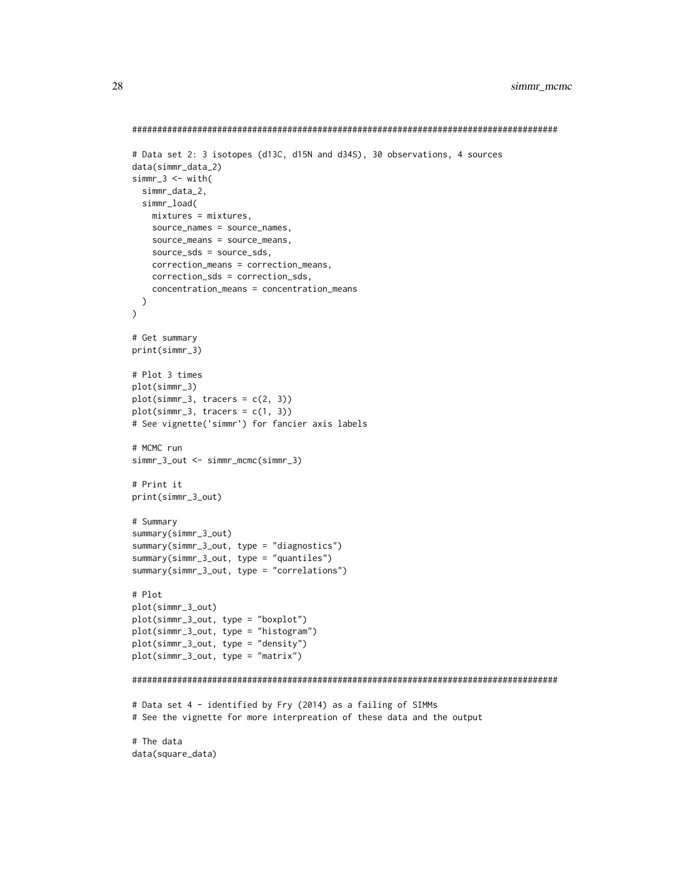```
#####################################################################################

# Data set 2: 3 isotopes (d13C, d15N and d34S), 30 observations, 4 sources
data(simmr_data_2)
simmr_3 <- with(
  simmr_data_2,
  simmr_load(
    mixtures = mixtures,
    source_names = source_names,
    source_means = source_means,
    source_sds = source_sds,
    correction_means = correction_means,
    correction_sds = correction_sds,
    concentration_means = concentration_means
  )
)

# Get summary
print(simmr_3)

# Plot 3 times
plot(simmr_3)
plot(simmr_3, tracers = c(2, 3))
plot(simmr_3, tracers = c(1, 3))
# See vignette('simmr') for fancier axis labels

# MCMC run
simmr_3_out <- simmr_mcmc(simmr_3)

# Print it
print(simmr_3_out)

# Summary
summary(simmr_3_out)
summary(simmr_3_out, type = "diagnostics")
summary(simmr_3_out, type = "quantiles")
summary(simmr_3_out, type = "correlations")

# Plot
plot(simmr_3_out)
plot(simmr_3_out, type = "boxplot")
plot(simmr_3_out, type = "histogram")
plot(simmr_3_out, type = "density")
plot(simmr_3_out, type = "matrix")

#####################################################################################

# Data set 4 - identified by Fry (2014) as a failing of SIMMs
# See the vignette for more interpreation of these data and the output

# The data
data(square_data)
```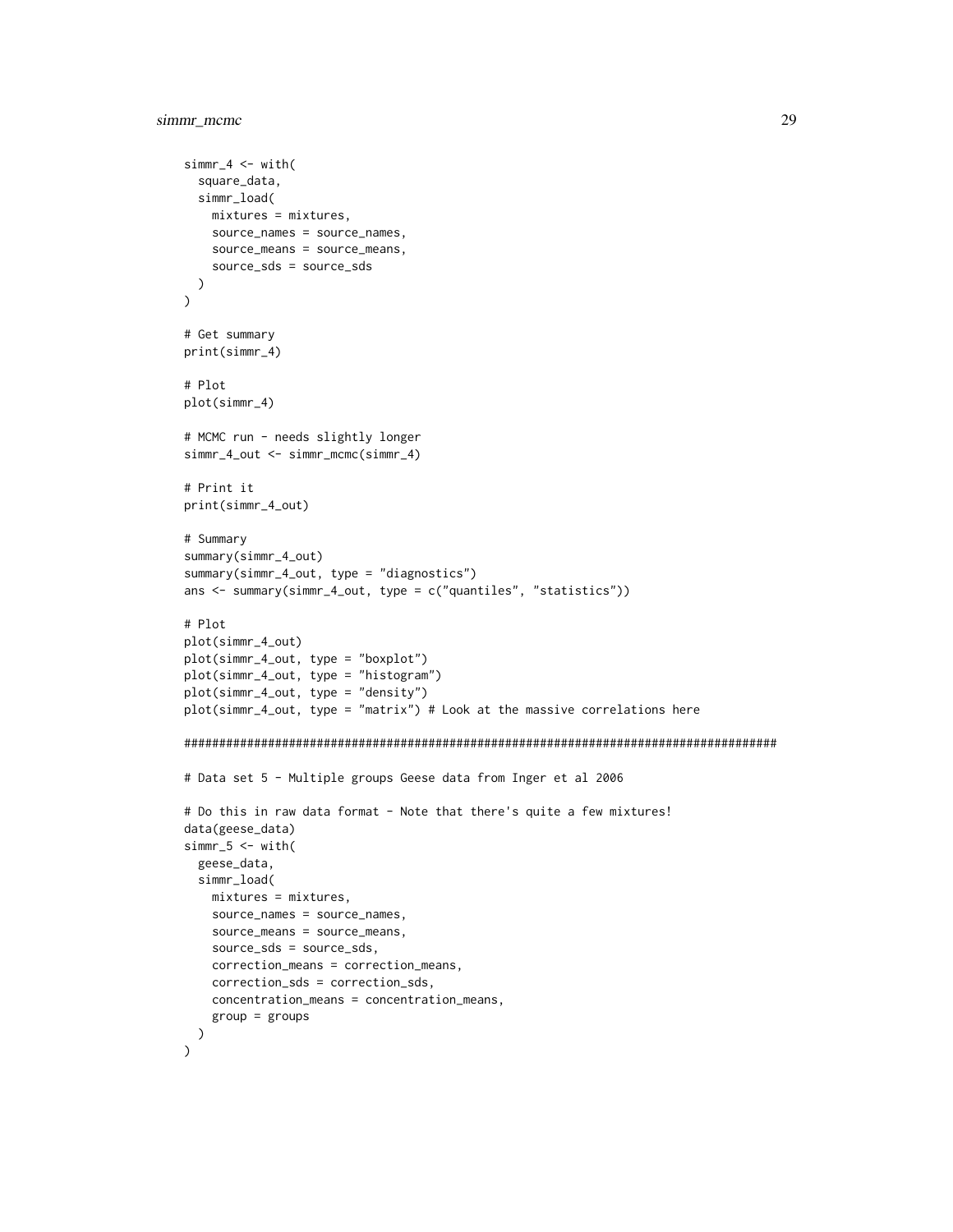```
simmr_4 <- with(
  square_data,
  simmr_load(
    mixtures = mixtures,
    source_names = source_names,
    source_means = source_means,
    source_sds = source_sds
  )
)

# Get summary
print(simmr_4)

# Plot
plot(simmr_4)

# MCMC run - needs slightly longer
simmr_4_out <- simmr_mcmc(simmr_4)

# Print it
print(simmr_4_out)

# Summary
summary(simmr_4_out)
summary(simmr_4_out, type = "diagnostics")
ans <- summary(simmr_4_out, type = c("quantiles", "statistics"))

# Plot
plot(simmr_4_out)
plot(simmr_4_out, type = "boxplot")
plot(simmr_4_out, type = "histogram")
plot(simmr_4_out, type = "density")
plot(simmr_4_out, type = "matrix") # Look at the massive correlations here

#######################################################################################

# Data set 5 - Multiple groups Geese data from Inger et al 2006

# Do this in raw data format - Note that there's quite a few mixtures!
data(geese_data)
simmr_5 <- with(
  geese_data,
  simmr_load(
    mixtures = mixtures,
    source_names = source_names,
    source_means = source_means,
    source_sds = source_sds,
    correction_means = correction_means,
    correction_sds = correction_sds,
    concentration_means = concentration_means,
    group = groups
  )
)
```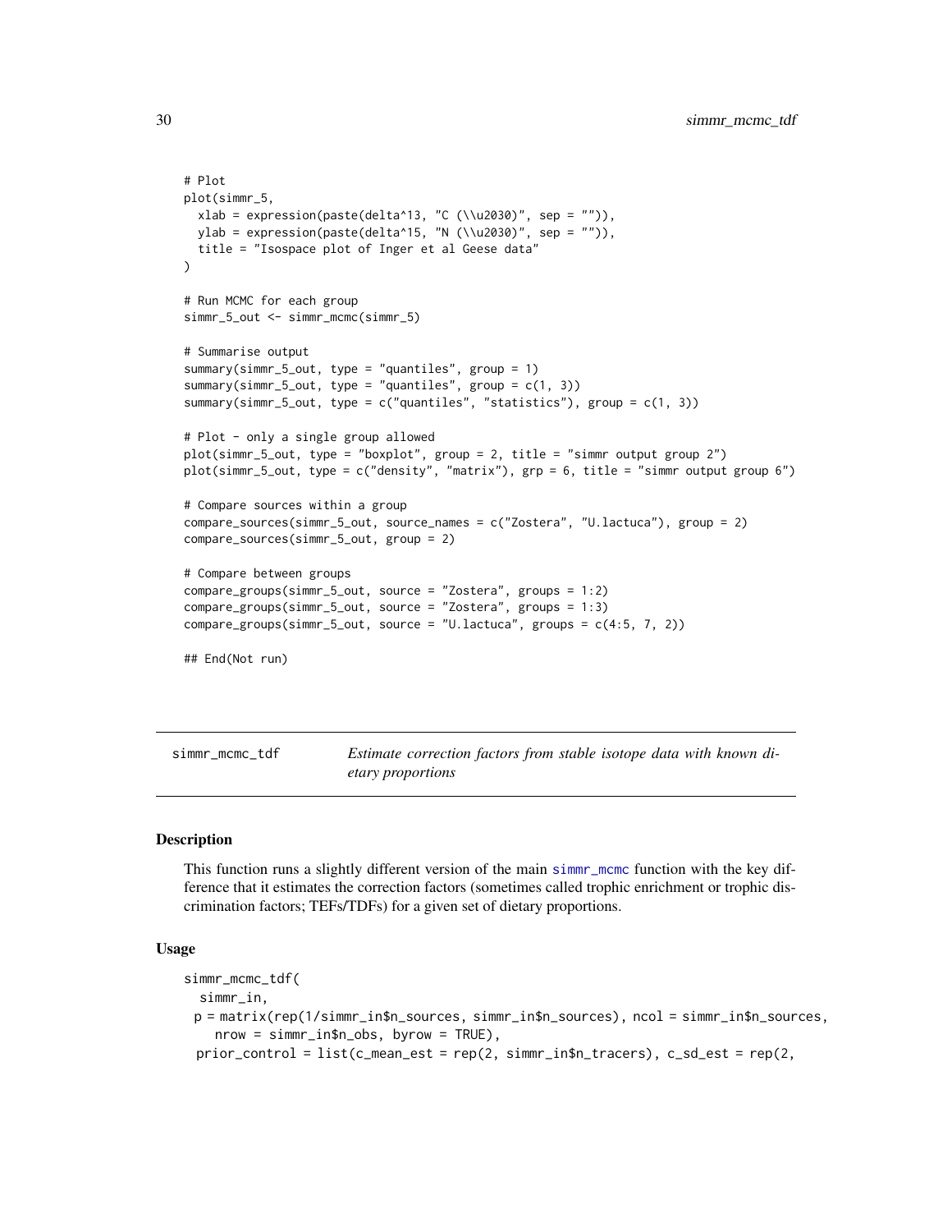```
# Plot
plot(simmr_5,
  xlab = expression(paste(delta^13, "C (\\u2030)", sep = "")),
  ylab = expression(paste(delta^15, "N (\\u2030)", sep = "")),
  title = "Isospace plot of Inger et al Geese data"
)

# Run MCMC for each group
simmr_5_out <- simmr_mcmc(simmr_5)

# Summarise output
summary(simmr_5_out, type = "quantiles", group = 1)
summary(simmr_5_out, type = "quantiles", group = c(1, 3))
summary(simmr_5_out, type = c("quantiles", "statistics"), group = c(1, 3))

# Plot - only a single group allowed
plot(simmr_5_out, type = "boxplot", group = 2, title = "simmr output group 2")
plot(simmr_5_out, type = c("density", "matrix"), grp = 6, title = "simmr output group 6")

# Compare sources within a group
compare_sources(simmr_5_out, source_names = c("Zostera", "U.lactuca"), group = 2)
compare_sources(simmr_5_out, group = 2)

# Compare between groups
compare_groups(simmr_5_out, source = "Zostera", groups = 1:2)
compare_groups(simmr_5_out, source = "Zostera", groups = 1:3)
compare_groups(simmr_5_out, source = "U.lactuca", groups = c(4:5, 7, 2))

## End(Not run)
```

## simmr_mcmc_tdf — *Estimate correction factors from stable isotope data with known dietary proportions*

### Description

This function runs a slightly different version of the main simmr_mcmc function with the key difference that it estimates the correction factors (sometimes called trophic enrichment or trophic discrimination factors; TEFs/TDFs) for a given set of dietary proportions.

### Usage

```
simmr_mcmc_tdf(
  simmr_in,
  p = matrix(rep(1/simmr_in$n_sources, simmr_in$n_sources), ncol = simmr_in$n_sources,
    nrow = simmr_in$n_obs, byrow = TRUE),
  prior_control = list(c_mean_est = rep(2, simmr_in$n_tracers), c_sd_est = rep(2,
```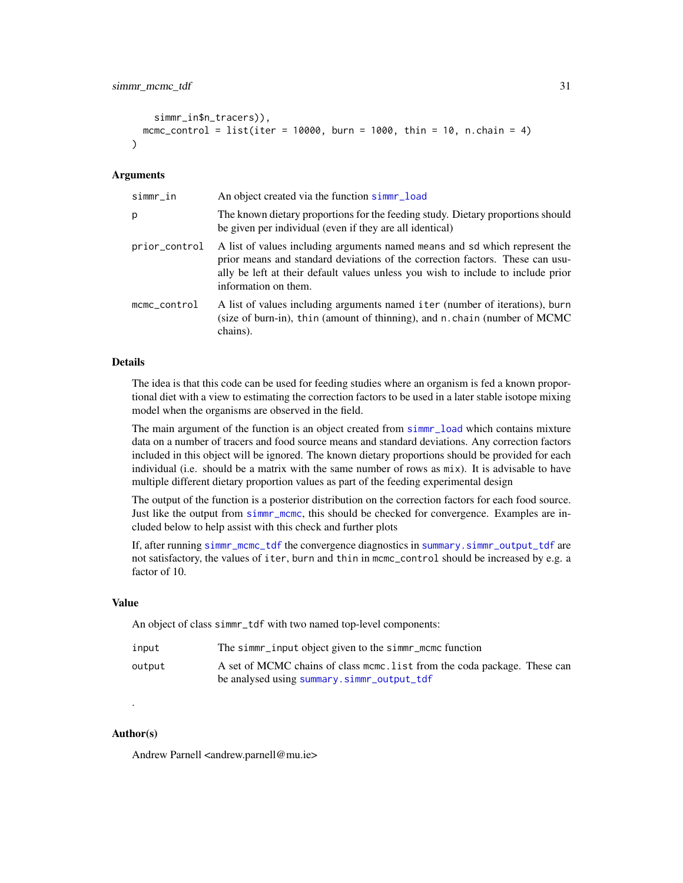```
    simmr_in$n_tracers)),
  mcmc_control = list(iter = 10000, burn = 1000, thin = 10, n.chain = 4)
)
```

### Arguments

| | |
|---|---|
| simmr_in | An object created via the function simmr_load |
| p | The known dietary proportions for the feeding study. Dietary proportions should be given per individual (even if they are all identical) |
| prior_control | A list of values including arguments named means and sd which represent the prior means and standard deviations of the correction factors. These can usually be left at their default values unless you wish to include to include prior information on them. |
| mcmc_control | A list of values including arguments named iter (number of iterations), burn (size of burn-in), thin (amount of thinning), and n.chain (number of MCMC chains). |

### Details

The idea is that this code can be used for feeding studies where an organism is fed a known proportional diet with a view to estimating the correction factors to be used in a later stable isotope mixing model when the organisms are observed in the field.

The main argument of the function is an object created from simmr_load which contains mixture data on a number of tracers and food source means and standard deviations. Any correction factors included in this object will be ignored. The known dietary proportions should be provided for each individual (i.e. should be a matrix with the same number of rows as mix). It is advisable to have multiple different dietary proportion values as part of the feeding experimental design

The output of the function is a posterior distribution on the correction factors for each food source. Just like the output from simmr_mcmc, this should be checked for convergence. Examples are included below to help assist with this check and further plots

If, after running simmr_mcmc_tdf the convergence diagnostics in summary.simmr_output_tdf are not satisfactory, the values of iter, burn and thin in mcmc_control should be increased by e.g. a factor of 10.

### Value

An object of class simmr_tdf with two named top-level components:

| | |
|---|---|
| input | The simmr_input object given to the simmr_mcmc function |
| output | A set of MCMC chains of class mcmc.list from the coda package. These can be analysed using summary.simmr_output_tdf |

.

### Author(s)

Andrew Parnell <andrew.parnell@mu.ie>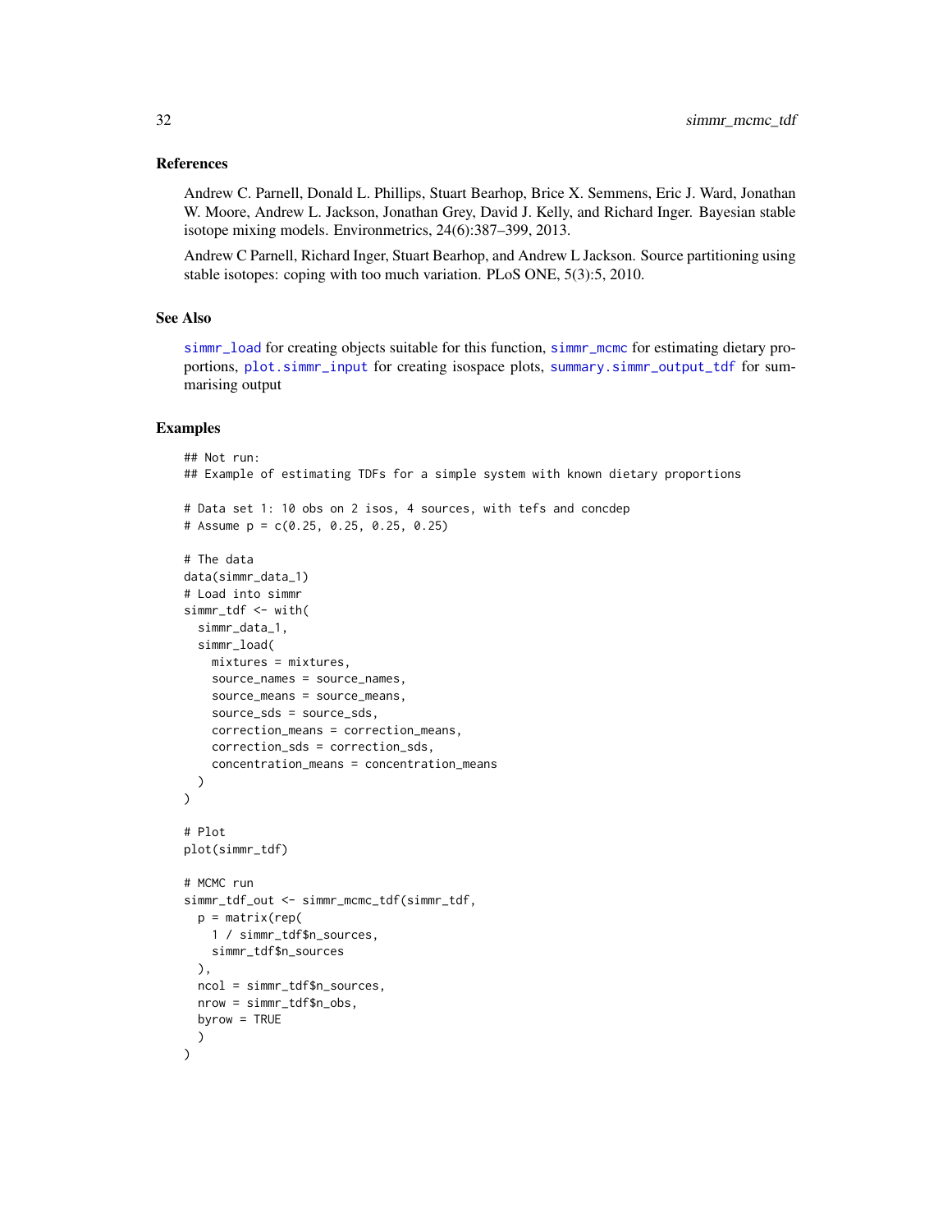### References

Andrew C. Parnell, Donald L. Phillips, Stuart Bearhop, Brice X. Semmens, Eric J. Ward, Jonathan W. Moore, Andrew L. Jackson, Jonathan Grey, David J. Kelly, and Richard Inger. Bayesian stable isotope mixing models. Environmetrics, 24(6):387–399, 2013.

Andrew C Parnell, Richard Inger, Stuart Bearhop, and Andrew L Jackson. Source partitioning using stable isotopes: coping with too much variation. PLoS ONE, 5(3):5, 2010.

### See Also

simmr_load for creating objects suitable for this function, simmr_mcmc for estimating dietary proportions, plot.simmr_input for creating isospace plots, summary.simmr_output_tdf for summarising output

### Examples

```
## Not run:
## Example of estimating TDFs for a simple system with known dietary proportions

# Data set 1: 10 obs on 2 isos, 4 sources, with tefs and concdep
# Assume p = c(0.25, 0.25, 0.25, 0.25)

# The data
data(simmr_data_1)
# Load into simmr
simmr_tdf <- with(
  simmr_data_1,
  simmr_load(
    mixtures = mixtures,
    source_names = source_names,
    source_means = source_means,
    source_sds = source_sds,
    correction_means = correction_means,
    correction_sds = correction_sds,
    concentration_means = concentration_means
  )
)

# Plot
plot(simmr_tdf)

# MCMC run
simmr_tdf_out <- simmr_mcmc_tdf(simmr_tdf,
  p = matrix(rep(
    1 / simmr_tdf$n_sources,
    simmr_tdf$n_sources
  ),
  ncol = simmr_tdf$n_sources,
  nrow = simmr_tdf$n_obs,
  byrow = TRUE
  )
)
```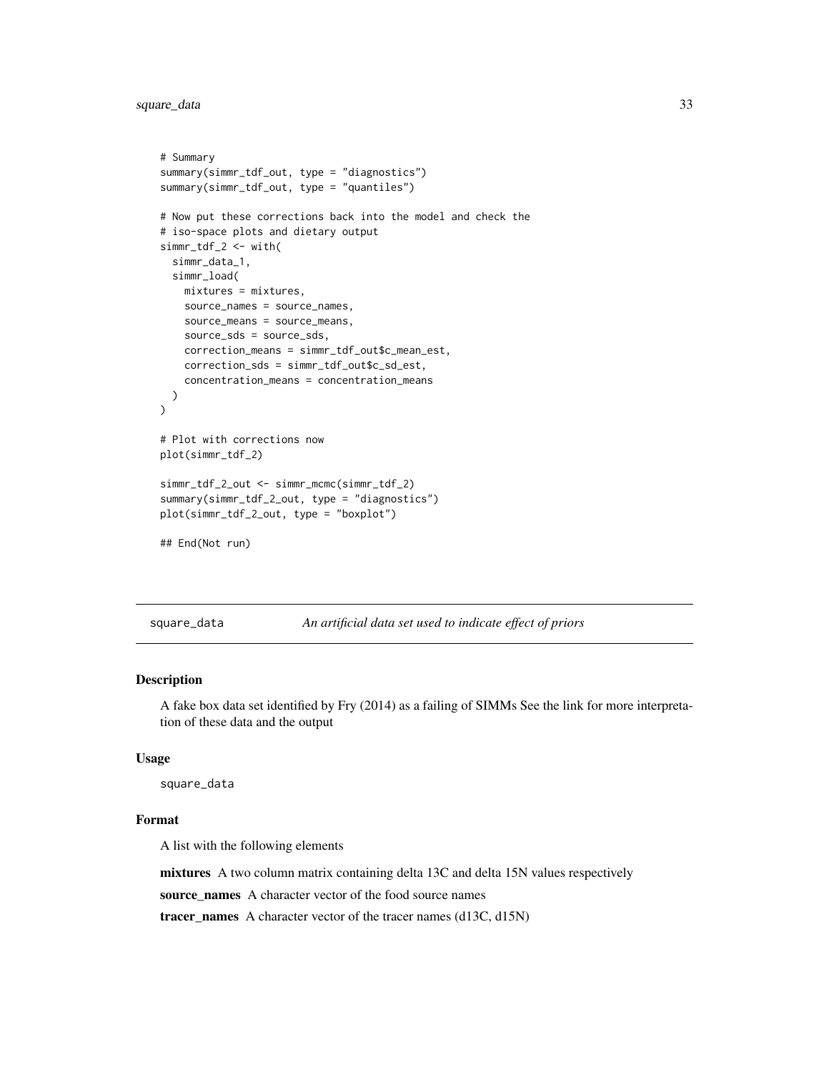```
# Summary
summary(simmr_tdf_out, type = "diagnostics")
summary(simmr_tdf_out, type = "quantiles")

# Now put these corrections back into the model and check the
# iso-space plots and dietary output
simmr_tdf_2 <- with(
  simmr_data_1,
  simmr_load(
    mixtures = mixtures,
    source_names = source_names,
    source_means = source_means,
    source_sds = source_sds,
    correction_means = simmr_tdf_out$c_mean_est,
    correction_sds = simmr_tdf_out$c_sd_est,
    concentration_means = concentration_means
  )
)

# Plot with corrections now
plot(simmr_tdf_2)

simmr_tdf_2_out <- simmr_mcmc(simmr_tdf_2)
summary(simmr_tdf_2_out, type = "diagnostics")
plot(simmr_tdf_2_out, type = "boxplot")

## End(Not run)
```

---

## square_data — *An artificial data set used to indicate effect of priors*

---

### Description

A fake box data set identified by Fry (2014) as a failing of SIMMs See the link for more interpretation of these data and the output

### Usage

```
square_data
```

### Format

A list with the following elements

**mixtures** A two column matrix containing delta 13C and delta 15N values respectively

**source_names** A character vector of the food source names

**tracer_names** A character vector of the tracer names (d13C, d15N)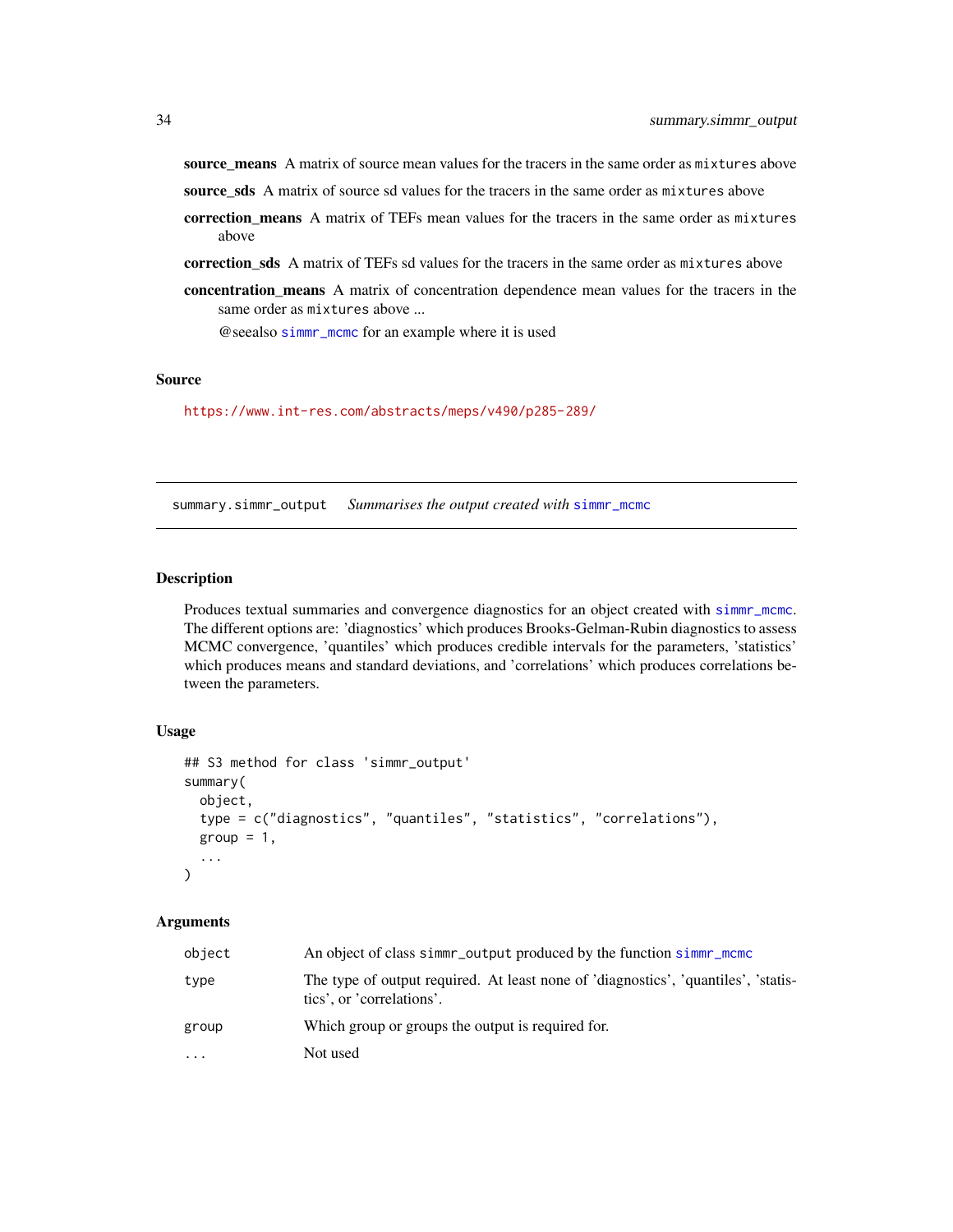**source_means** A matrix of source mean values for the tracers in the same order as `mixtures` above

**source_sds** A matrix of source sd values for the tracers in the same order as `mixtures` above

**correction_means** A matrix of TEFs mean values for the tracers in the same order as `mixtures` above

**correction_sds** A matrix of TEFs sd values for the tracers in the same order as `mixtures` above

**concentration_means** A matrix of concentration dependence mean values for the tracers in the same order as `mixtures` above ...

@seealso `simmr_mcmc` for an example where it is used

### Source

https://www.int-res.com/abstracts/meps/v490/p285-289/

---

## summary.simmr_output *Summarises the output created with `simmr_mcmc`*

### Description

Produces textual summaries and convergence diagnostics for an object created with `simmr_mcmc`. The different options are: 'diagnostics' which produces Brooks-Gelman-Rubin diagnostics to assess MCMC convergence, 'quantiles' which produces credible intervals for the parameters, 'statistics' which produces means and standard deviations, and 'correlations' which produces correlations between the parameters.

### Usage

```
## S3 method for class 'simmr_output'
summary(
  object,
  type = c("diagnostics", "quantiles", "statistics", "correlations"),
  group = 1,
  ...
)
```

### Arguments

| | |
|---|---|
| `object` | An object of class `simmr_output` produced by the function `simmr_mcmc` |
| `type` | The type of output required. At least none of 'diagnostics', 'quantiles', 'statistics', or 'correlations'. |
| `group` | Which group or groups the output is required for. |
| `...` | Not used |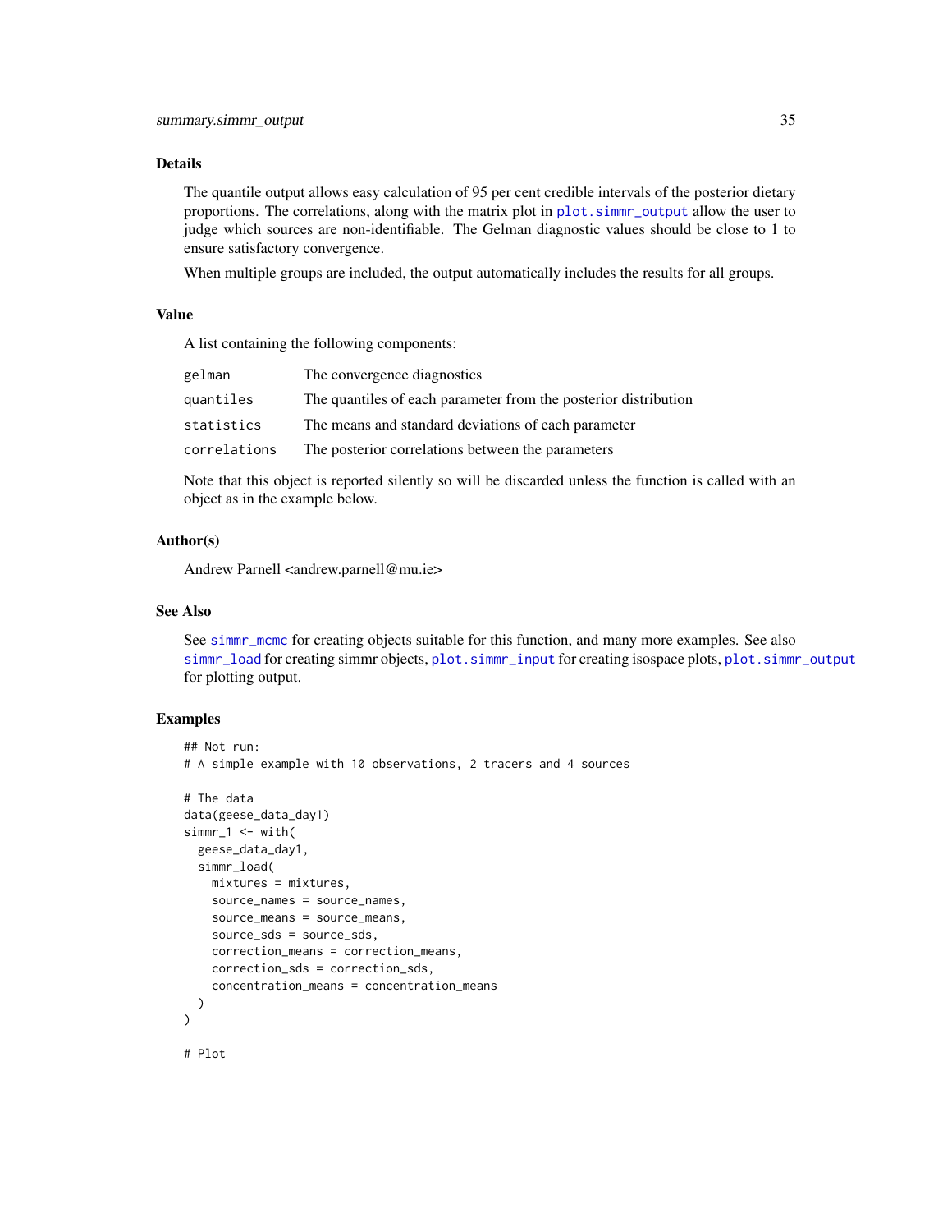## Details

The quantile output allows easy calculation of 95 per cent credible intervals of the posterior dietary proportions. The correlations, along with the matrix plot in plot.simmr_output allow the user to judge which sources are non-identifiable. The Gelman diagnostic values should be close to 1 to ensure satisfactory convergence.

When multiple groups are included, the output automatically includes the results for all groups.

## Value

A list containing the following components:

| | |
|---|---|
| gelman | The convergence diagnostics |
| quantiles | The quantiles of each parameter from the posterior distribution |
| statistics | The means and standard deviations of each parameter |
| correlations | The posterior correlations between the parameters |

Note that this object is reported silently so will be discarded unless the function is called with an object as in the example below.

## Author(s)

Andrew Parnell <andrew.parnell@mu.ie>

## See Also

See simmr_mcmc for creating objects suitable for this function, and many more examples. See also simmr_load for creating simmr objects, plot.simmr_input for creating isospace plots, plot.simmr_output for plotting output.

## Examples

```
## Not run:
# A simple example with 10 observations, 2 tracers and 4 sources

# The data
data(geese_data_day1)
simmr_1 <- with(
  geese_data_day1,
  simmr_load(
    mixtures = mixtures,
    source_names = source_names,
    source_means = source_means,
    source_sds = source_sds,
    correction_means = correction_means,
    correction_sds = correction_sds,
    concentration_means = concentration_means
  )
)

# Plot
```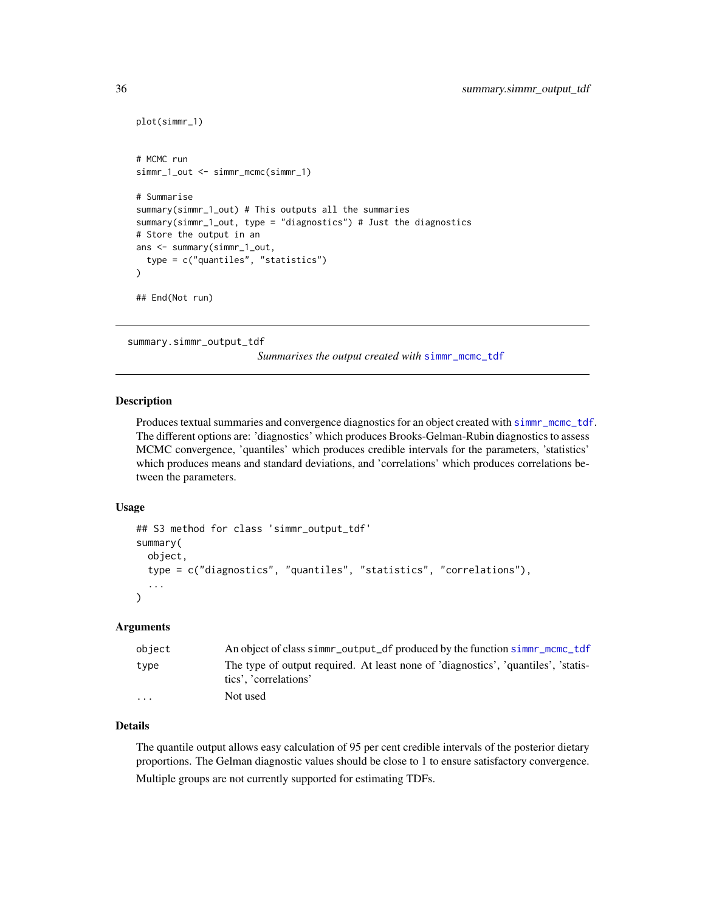```
plot(simmr_1)


# MCMC run
simmr_1_out <- simmr_mcmc(simmr_1)

# Summarise
summary(simmr_1_out) # This outputs all the summaries
summary(simmr_1_out, type = "diagnostics") # Just the diagnostics
# Store the output in an
ans <- summary(simmr_1_out,
  type = c("quantiles", "statistics")
)

## End(Not run)
```

---

## summary.simmr_output_tdf

*Summarises the output created with simmr_mcmc_tdf*

### Description

Produces textual summaries and convergence diagnostics for an object created with simmr_mcmc_tdf. The different options are: 'diagnostics' which produces Brooks-Gelman-Rubin diagnostics to assess MCMC convergence, 'quantiles' which produces credible intervals for the parameters, 'statistics' which produces means and standard deviations, and 'correlations' which produces correlations between the parameters.

### Usage

```
## S3 method for class 'simmr_output_tdf'
summary(
  object,
  type = c("diagnostics", "quantiles", "statistics", "correlations"),
  ...
)
```

### Arguments

| | |
|---|---|
| object | An object of class simmr_output_df produced by the function simmr_mcmc_tdf |
| type | The type of output required. At least none of 'diagnostics', 'quantiles', 'statistics', 'correlations' |
| ... | Not used |

### Details

The quantile output allows easy calculation of 95 per cent credible intervals of the posterior dietary proportions. The Gelman diagnostic values should be close to 1 to ensure satisfactory convergence.

Multiple groups are not currently supported for estimating TDFs.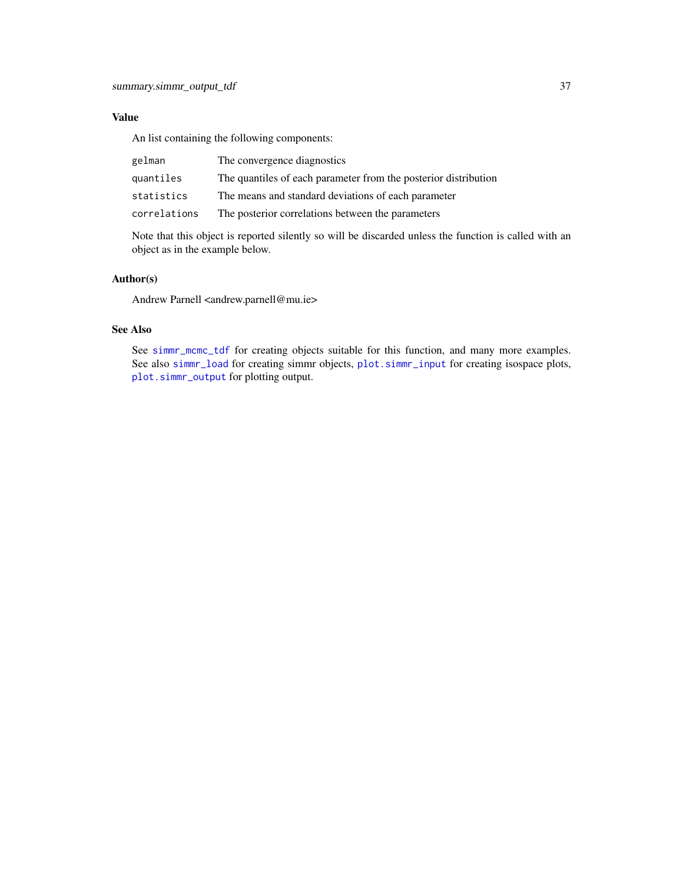## Value

An list containing the following components:

| | |
|---|---|
| `gelman` | The convergence diagnostics |
| `quantiles` | The quantiles of each parameter from the posterior distribution |
| `statistics` | The means and standard deviations of each parameter |
| `correlations` | The posterior correlations between the parameters |

Note that this object is reported silently so will be discarded unless the function is called with an object as in the example below.

## Author(s)

Andrew Parnell <andrew.parnell@mu.ie>

## See Also

See `simmr_mcmc_tdf` for creating objects suitable for this function, and many more examples. See also `simmr_load` for creating simmr objects, `plot.simmr_input` for creating isospace plots, `plot.simmr_output` for plotting output.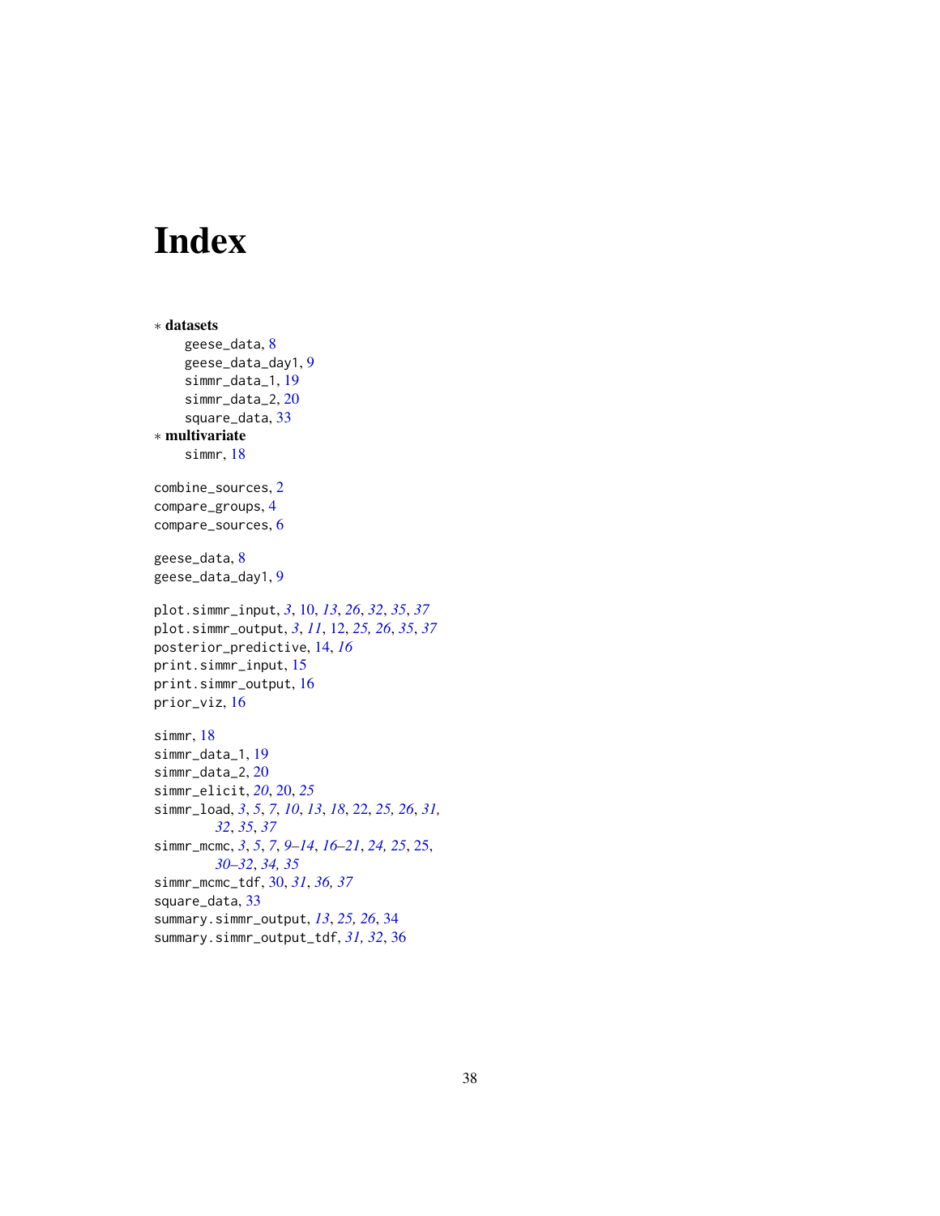# Index

∗ **datasets**
- geese_data, 8
- geese_data_day1, 9
- simmr_data_1, 19
- simmr_data_2, 20
- square_data, 33

∗ **multivariate**
- simmr, 18

combine_sources, 2
compare_groups, 4
compare_sources, 6

geese_data, 8
geese_data_day1, 9

plot.simmr_input, *3*, 10, *13*, *26*, *32*, *35*, *37*
plot.simmr_output, *3*, *11*, 12, *25, 26*, *35*, *37*
posterior_predictive, 14, *16*
print.simmr_input, 15
print.simmr_output, 16
prior_viz, 16

simmr, 18
simmr_data_1, 19
simmr_data_2, 20
simmr_elicit, *20*, 20, *25*
simmr_load, *3*, *5*, *7*, *10*, *13*, *18*, 22, *25, 26*, *31, 32*, *35*, *37*
simmr_mcmc, *3*, *5*, *7*, *9–14*, *16–21*, *24, 25*, 25, *30–32*, *34, 35*
simmr_mcmc_tdf, 30, *31*, *36, 37*
square_data, 33
summary.simmr_output, *13*, *25, 26*, 34
summary.simmr_output_tdf, *31, 32*, 36